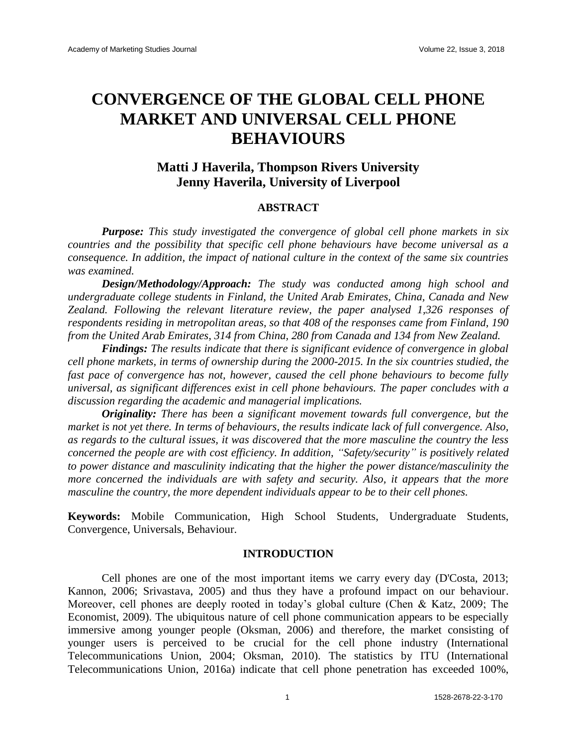# CONVERGENCE OF THE GLOBAL CELL PHONE MARKET AND UNIVERSAL CELL PHONE BEHAVIOURS

**Matti J Haverila, Thompson Rivers University**
**Jenny Haverila, University of Liverpool**

## ABSTRACT

***Purpose:*** *This study investigated the convergence of global cell phone markets in six countries and the possibility that specific cell phone behaviours have become universal as a consequence. In addition, the impact of national culture in the context of the same six countries was examined.*

***Design/Methodology/Approach:*** *The study was conducted among high school and undergraduate college students in Finland, the United Arab Emirates, China, Canada and New Zealand. Following the relevant literature review, the paper analysed 1,326 responses of respondents residing in metropolitan areas, so that 408 of the responses came from Finland, 190 from the United Arab Emirates, 314 from China, 280 from Canada and 134 from New Zealand.*

***Findings:*** *The results indicate that there is significant evidence of convergence in global cell phone markets, in terms of ownership during the 2000-2015. In the six countries studied, the fast pace of convergence has not, however, caused the cell phone behaviours to become fully universal, as significant differences exist in cell phone behaviours. The paper concludes with a discussion regarding the academic and managerial implications.*

***Originality:*** *There has been a significant movement towards full convergence, but the market is not yet there. In terms of behaviours, the results indicate lack of full convergence. Also, as regards to the cultural issues, it was discovered that the more masculine the country the less concerned the people are with cost efficiency. In addition, "Safety/security" is positively related to power distance and masculinity indicating that the higher the power distance/masculinity the more concerned the individuals are with safety and security. Also, it appears that the more masculine the country, the more dependent individuals appear to be to their cell phones.*

**Keywords:** Mobile Communication, High School Students, Undergraduate Students, Convergence, Universals, Behaviour.

## INTRODUCTION

Cell phones are one of the most important items we carry every day (D'Costa, 2013; Kannon, 2006; Srivastava, 2005) and thus they have a profound impact on our behaviour. Moreover, cell phones are deeply rooted in today's global culture (Chen & Katz, 2009; The Economist, 2009). The ubiquitous nature of cell phone communication appears to be especially immersive among younger people (Oksman, 2006) and therefore, the market consisting of younger users is perceived to be crucial for the cell phone industry (International Telecommunications Union, 2004; Oksman, 2010). The statistics by ITU (International Telecommunications Union, 2016a) indicate that cell phone penetration has exceeded 100%,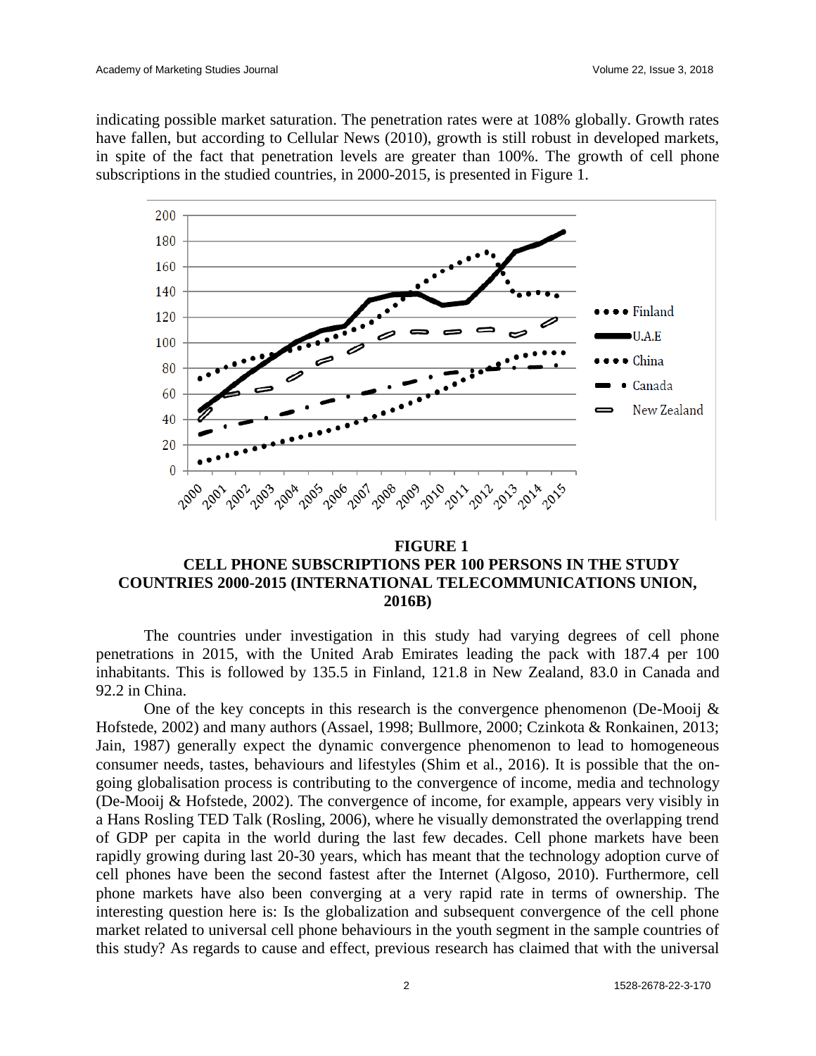indicating possible market saturation. The penetration rates were at 108% globally. Growth rates have fallen, but according to Cellular News (2010), growth is still robust in developed markets, in spite of the fact that penetration levels are greater than 100%. The growth of cell phone subscriptions in the studied countries, in 2000-2015, is presented in Figure 1.

**FIGURE 1**
**CELL PHONE SUBSCRIPTIONS PER 100 PERSONS IN THE STUDY COUNTRIES 2000-2015 (INTERNATIONAL TELECOMMUNICATIONS UNION, 2016B)**

The countries under investigation in this study had varying degrees of cell phone penetrations in 2015, with the United Arab Emirates leading the pack with 187.4 per 100 inhabitants. This is followed by 135.5 in Finland, 121.8 in New Zealand, 83.0 in Canada and 92.2 in China.

One of the key concepts in this research is the convergence phenomenon (De-Mooij & Hofstede, 2002) and many authors (Assael, 1998; Bullmore, 2000; Czinkota & Ronkainen, 2013; Jain, 1987) generally expect the dynamic convergence phenomenon to lead to homogeneous consumer needs, tastes, behaviours and lifestyles (Shim et al., 2016). It is possible that the on-going globalisation process is contributing to the convergence of income, media and technology (De-Mooij & Hofstede, 2002). The convergence of income, for example, appears very visibly in a Hans Rosling TED Talk (Rosling, 2006), where he visually demonstrated the overlapping trend of GDP per capita in the world during the last few decades. Cell phone markets have been rapidly growing during last 20-30 years, which has meant that the technology adoption curve of cell phones have been the second fastest after the Internet (Algoso, 2010). Furthermore, cell phone markets have also been converging at a very rapid rate in terms of ownership. The interesting question here is: Is the globalization and subsequent convergence of the cell phone market related to universal cell phone behaviours in the youth segment in the sample countries of this study? As regards to cause and effect, previous research has claimed that with the universal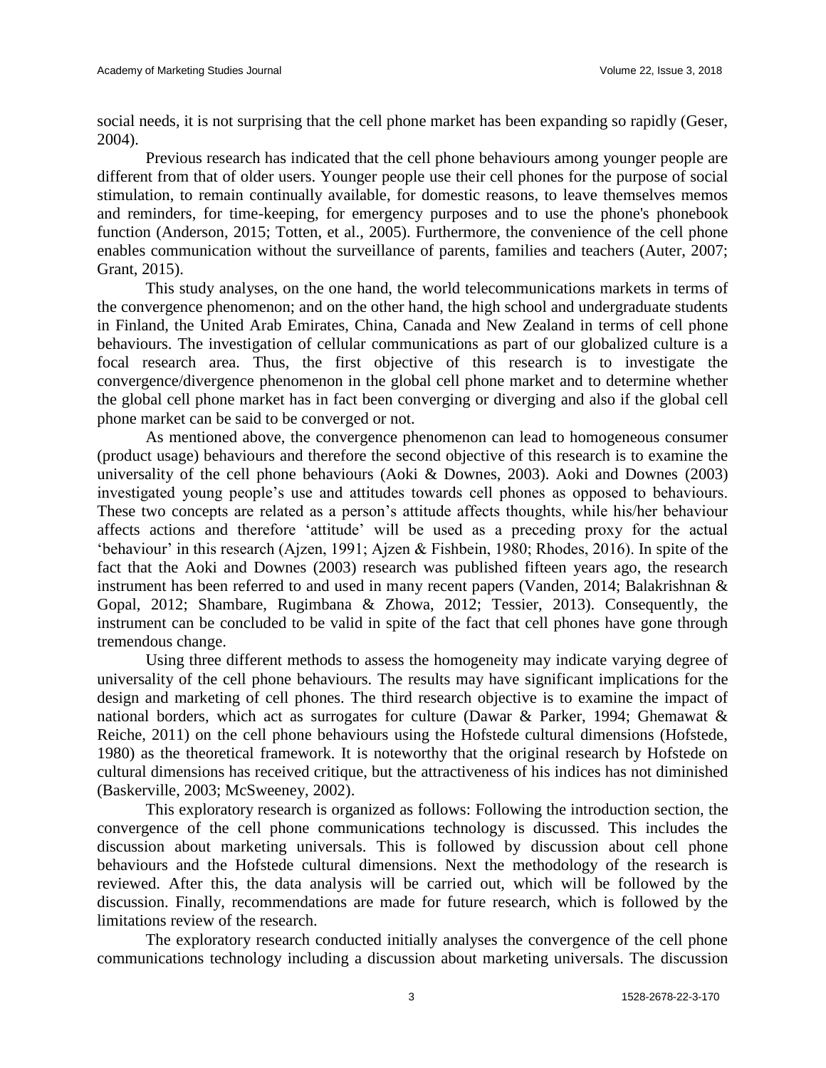social needs, it is not surprising that the cell phone market has been expanding so rapidly (Geser, 2004).

Previous research has indicated that the cell phone behaviours among younger people are different from that of older users. Younger people use their cell phones for the purpose of social stimulation, to remain continually available, for domestic reasons, to leave themselves memos and reminders, for time-keeping, for emergency purposes and to use the phone's phonebook function (Anderson, 2015; Totten, et al., 2005). Furthermore, the convenience of the cell phone enables communication without the surveillance of parents, families and teachers (Auter, 2007; Grant, 2015).

This study analyses, on the one hand, the world telecommunications markets in terms of the convergence phenomenon; and on the other hand, the high school and undergraduate students in Finland, the United Arab Emirates, China, Canada and New Zealand in terms of cell phone behaviours. The investigation of cellular communications as part of our globalized culture is a focal research area. Thus, the first objective of this research is to investigate the convergence/divergence phenomenon in the global cell phone market and to determine whether the global cell phone market has in fact been converging or diverging and also if the global cell phone market can be said to be converged or not.

As mentioned above, the convergence phenomenon can lead to homogeneous consumer (product usage) behaviours and therefore the second objective of this research is to examine the universality of the cell phone behaviours (Aoki & Downes, 2003). Aoki and Downes (2003) investigated young people's use and attitudes towards cell phones as opposed to behaviours. These two concepts are related as a person's attitude affects thoughts, while his/her behaviour affects actions and therefore 'attitude' will be used as a preceding proxy for the actual 'behaviour' in this research (Ajzen, 1991; Ajzen & Fishbein, 1980; Rhodes, 2016). In spite of the fact that the Aoki and Downes (2003) research was published fifteen years ago, the research instrument has been referred to and used in many recent papers (Vanden, 2014; Balakrishnan & Gopal, 2012; Shambare, Rugimbana & Zhowa, 2012; Tessier, 2013). Consequently, the instrument can be concluded to be valid in spite of the fact that cell phones have gone through tremendous change.

Using three different methods to assess the homogeneity may indicate varying degree of universality of the cell phone behaviours. The results may have significant implications for the design and marketing of cell phones. The third research objective is to examine the impact of national borders, which act as surrogates for culture (Dawar & Parker, 1994; Ghemawat & Reiche, 2011) on the cell phone behaviours using the Hofstede cultural dimensions (Hofstede, 1980) as the theoretical framework. It is noteworthy that the original research by Hofstede on cultural dimensions has received critique, but the attractiveness of his indices has not diminished (Baskerville, 2003; McSweeney, 2002).

This exploratory research is organized as follows: Following the introduction section, the convergence of the cell phone communications technology is discussed. This includes the discussion about marketing universals. This is followed by discussion about cell phone behaviours and the Hofstede cultural dimensions. Next the methodology of the research is reviewed. After this, the data analysis will be carried out, which will be followed by the discussion. Finally, recommendations are made for future research, which is followed by the limitations review of the research.

The exploratory research conducted initially analyses the convergence of the cell phone communications technology including a discussion about marketing universals. The discussion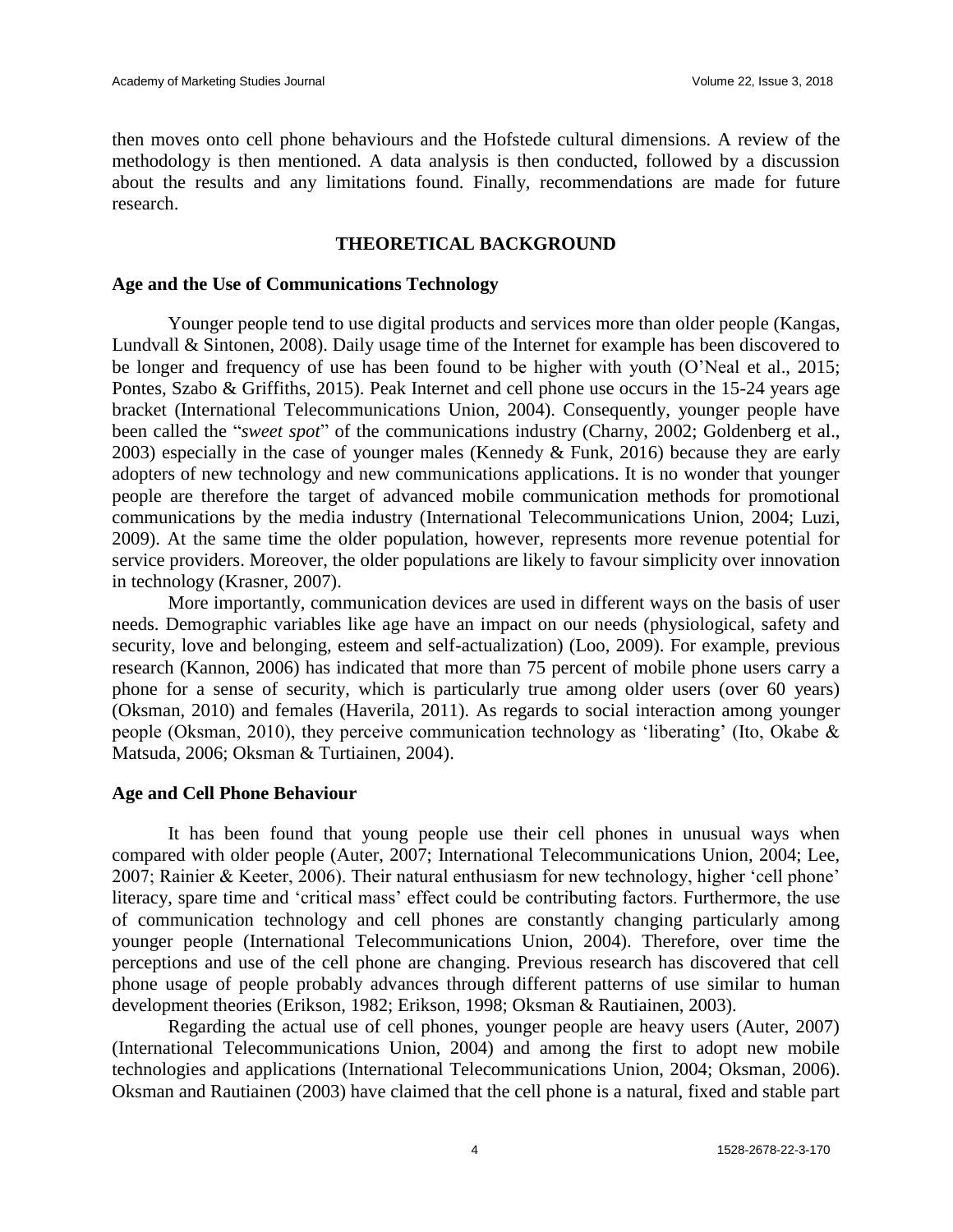then moves onto cell phone behaviours and the Hofstede cultural dimensions. A review of the methodology is then mentioned. A data analysis is then conducted, followed by a discussion about the results and any limitations found. Finally, recommendations are made for future research.

## THEORETICAL BACKGROUND

### Age and the Use of Communications Technology

Younger people tend to use digital products and services more than older people (Kangas, Lundvall & Sintonen, 2008). Daily usage time of the Internet for example has been discovered to be longer and frequency of use has been found to be higher with youth (O'Neal et al., 2015; Pontes, Szabo & Griffiths, 2015). Peak Internet and cell phone use occurs in the 15-24 years age bracket (International Telecommunications Union, 2004). Consequently, younger people have been called the "*sweet spot*" of the communications industry (Charny, 2002; Goldenberg et al., 2003) especially in the case of younger males (Kennedy & Funk, 2016) because they are early adopters of new technology and new communications applications. It is no wonder that younger people are therefore the target of advanced mobile communication methods for promotional communications by the media industry (International Telecommunications Union, 2004; Luzi, 2009). At the same time the older population, however, represents more revenue potential for service providers. Moreover, the older populations are likely to favour simplicity over innovation in technology (Krasner, 2007).

More importantly, communication devices are used in different ways on the basis of user needs. Demographic variables like age have an impact on our needs (physiological, safety and security, love and belonging, esteem and self-actualization) (Loo, 2009). For example, previous research (Kannon, 2006) has indicated that more than 75 percent of mobile phone users carry a phone for a sense of security, which is particularly true among older users (over 60 years) (Oksman, 2010) and females (Haverila, 2011). As regards to social interaction among younger people (Oksman, 2010), they perceive communication technology as 'liberating' (Ito, Okabe & Matsuda, 2006; Oksman & Turtiainen, 2004).

### Age and Cell Phone Behaviour

It has been found that young people use their cell phones in unusual ways when compared with older people (Auter, 2007; International Telecommunications Union, 2004; Lee, 2007; Rainier & Keeter, 2006). Their natural enthusiasm for new technology, higher 'cell phone' literacy, spare time and 'critical mass' effect could be contributing factors. Furthermore, the use of communication technology and cell phones are constantly changing particularly among younger people (International Telecommunications Union, 2004). Therefore, over time the perceptions and use of the cell phone are changing. Previous research has discovered that cell phone usage of people probably advances through different patterns of use similar to human development theories (Erikson, 1982; Erikson, 1998; Oksman & Rautiainen, 2003).

Regarding the actual use of cell phones, younger people are heavy users (Auter, 2007) (International Telecommunications Union, 2004) and among the first to adopt new mobile technologies and applications (International Telecommunications Union, 2004; Oksman, 2006). Oksman and Rautiainen (2003) have claimed that the cell phone is a natural, fixed and stable part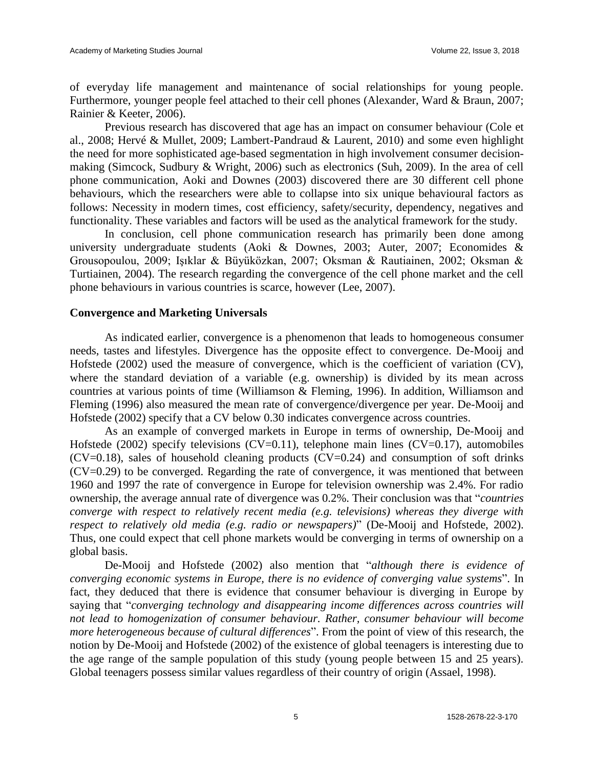of everyday life management and maintenance of social relationships for young people. Furthermore, younger people feel attached to their cell phones (Alexander, Ward & Braun, 2007; Rainier & Keeter, 2006).

Previous research has discovered that age has an impact on consumer behaviour (Cole et al., 2008; Hervé & Mullet, 2009; Lambert-Pandraud & Laurent, 2010) and some even highlight the need for more sophisticated age-based segmentation in high involvement consumer decision-making (Simcock, Sudbury & Wright, 2006) such as electronics (Suh, 2009). In the area of cell phone communication, Aoki and Downes (2003) discovered there are 30 different cell phone behaviours, which the researchers were able to collapse into six unique behavioural factors as follows: Necessity in modern times, cost efficiency, safety/security, dependency, negatives and functionality. These variables and factors will be used as the analytical framework for the study.

In conclusion, cell phone communication research has primarily been done among university undergraduate students (Aoki & Downes, 2003; Auter, 2007; Economides & Grousopoulou, 2009; Işıklar & Büyüközkan, 2007; Oksman & Rautiainen, 2002; Oksman & Turtiainen, 2004). The research regarding the convergence of the cell phone market and the cell phone behaviours in various countries is scarce, however (Lee, 2007).

### Convergence and Marketing Universals

As indicated earlier, convergence is a phenomenon that leads to homogeneous consumer needs, tastes and lifestyles. Divergence has the opposite effect to convergence. De-Mooij and Hofstede (2002) used the measure of convergence, which is the coefficient of variation (CV), where the standard deviation of a variable (e.g. ownership) is divided by its mean across countries at various points of time (Williamson & Fleming, 1996). In addition, Williamson and Fleming (1996) also measured the mean rate of convergence/divergence per year. De-Mooij and Hofstede (2002) specify that a CV below 0.30 indicates convergence across countries.

As an example of converged markets in Europe in terms of ownership, De-Mooij and Hofstede (2002) specify televisions (CV=0.11), telephone main lines (CV=0.17), automobiles (CV=0.18), sales of household cleaning products (CV=0.24) and consumption of soft drinks (CV=0.29) to be converged. Regarding the rate of convergence, it was mentioned that between 1960 and 1997 the rate of convergence in Europe for television ownership was 2.4%. For radio ownership, the average annual rate of divergence was 0.2%. Their conclusion was that "*countries converge with respect to relatively recent media (e.g. televisions) whereas they diverge with respect to relatively old media (e.g. radio or newspapers)*" (De-Mooij and Hofstede, 2002). Thus, one could expect that cell phone markets would be converging in terms of ownership on a global basis.

De-Mooij and Hofstede (2002) also mention that "*although there is evidence of converging economic systems in Europe, there is no evidence of converging value systems*". In fact, they deduced that there is evidence that consumer behaviour is diverging in Europe by saying that "*converging technology and disappearing income differences across countries will not lead to homogenization of consumer behaviour. Rather, consumer behaviour will become more heterogeneous because of cultural differences*". From the point of view of this research, the notion by De-Mooij and Hofstede (2002) of the existence of global teenagers is interesting due to the age range of the sample population of this study (young people between 15 and 25 years). Global teenagers possess similar values regardless of their country of origin (Assael, 1998).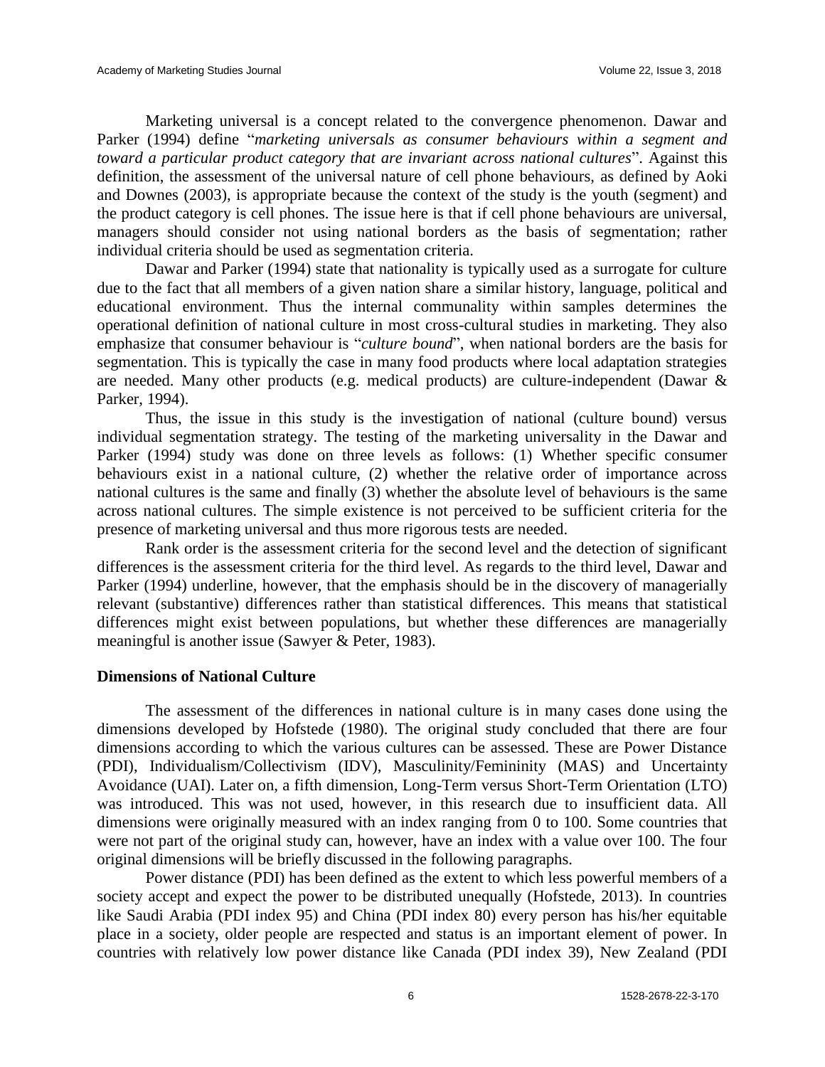Marketing universal is a concept related to the convergence phenomenon. Dawar and Parker (1994) define "*marketing universals as consumer behaviours within a segment and toward a particular product category that are invariant across national cultures*". Against this definition, the assessment of the universal nature of cell phone behaviours, as defined by Aoki and Downes (2003), is appropriate because the context of the study is the youth (segment) and the product category is cell phones. The issue here is that if cell phone behaviours are universal, managers should consider not using national borders as the basis of segmentation; rather individual criteria should be used as segmentation criteria.

Dawar and Parker (1994) state that nationality is typically used as a surrogate for culture due to the fact that all members of a given nation share a similar history, language, political and educational environment. Thus the internal communality within samples determines the operational definition of national culture in most cross-cultural studies in marketing. They also emphasize that consumer behaviour is "*culture bound*", when national borders are the basis for segmentation. This is typically the case in many food products where local adaptation strategies are needed. Many other products (e.g. medical products) are culture-independent (Dawar & Parker, 1994).

Thus, the issue in this study is the investigation of national (culture bound) versus individual segmentation strategy. The testing of the marketing universality in the Dawar and Parker (1994) study was done on three levels as follows: (1) Whether specific consumer behaviours exist in a national culture, (2) whether the relative order of importance across national cultures is the same and finally (3) whether the absolute level of behaviours is the same across national cultures. The simple existence is not perceived to be sufficient criteria for the presence of marketing universal and thus more rigorous tests are needed.

Rank order is the assessment criteria for the second level and the detection of significant differences is the assessment criteria for the third level. As regards to the third level, Dawar and Parker (1994) underline, however, that the emphasis should be in the discovery of managerially relevant (substantive) differences rather than statistical differences. This means that statistical differences might exist between populations, but whether these differences are managerially meaningful is another issue (Sawyer & Peter, 1983).

## Dimensions of National Culture

The assessment of the differences in national culture is in many cases done using the dimensions developed by Hofstede (1980). The original study concluded that there are four dimensions according to which the various cultures can be assessed. These are Power Distance (PDI), Individualism/Collectivism (IDV), Masculinity/Femininity (MAS) and Uncertainty Avoidance (UAI). Later on, a fifth dimension, Long-Term versus Short-Term Orientation (LTO) was introduced. This was not used, however, in this research due to insufficient data. All dimensions were originally measured with an index ranging from 0 to 100. Some countries that were not part of the original study can, however, have an index with a value over 100. The four original dimensions will be briefly discussed in the following paragraphs.

Power distance (PDI) has been defined as the extent to which less powerful members of a society accept and expect the power to be distributed unequally (Hofstede, 2013). In countries like Saudi Arabia (PDI index 95) and China (PDI index 80) every person has his/her equitable place in a society, older people are respected and status is an important element of power. In countries with relatively low power distance like Canada (PDI index 39), New Zealand (PDI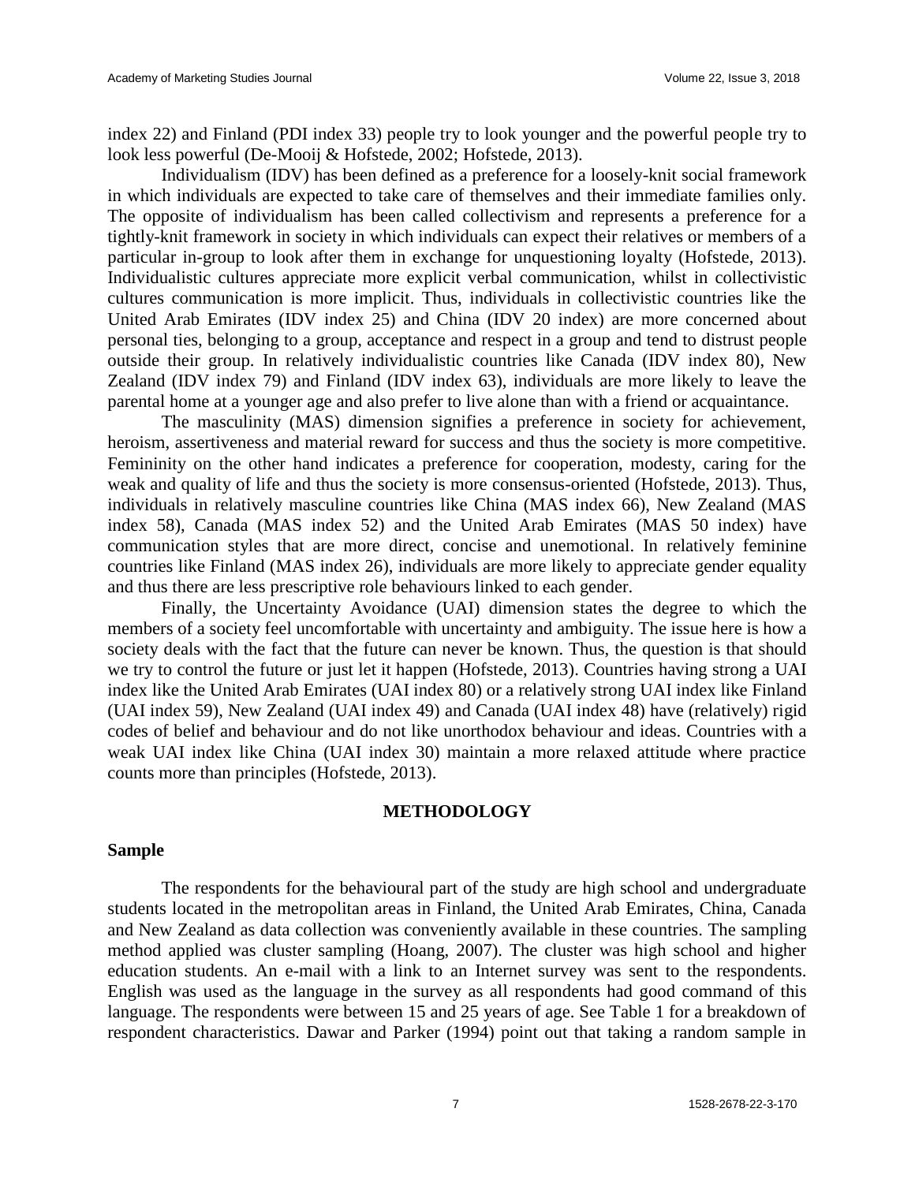index 22) and Finland (PDI index 33) people try to look younger and the powerful people try to look less powerful (De-Mooij & Hofstede, 2002; Hofstede, 2013).

Individualism (IDV) has been defined as a preference for a loosely-knit social framework in which individuals are expected to take care of themselves and their immediate families only. The opposite of individualism has been called collectivism and represents a preference for a tightly-knit framework in society in which individuals can expect their relatives or members of a particular in-group to look after them in exchange for unquestioning loyalty (Hofstede, 2013). Individualistic cultures appreciate more explicit verbal communication, whilst in collectivistic cultures communication is more implicit. Thus, individuals in collectivistic countries like the United Arab Emirates (IDV index 25) and China (IDV 20 index) are more concerned about personal ties, belonging to a group, acceptance and respect in a group and tend to distrust people outside their group. In relatively individualistic countries like Canada (IDV index 80), New Zealand (IDV index 79) and Finland (IDV index 63), individuals are more likely to leave the parental home at a younger age and also prefer to live alone than with a friend or acquaintance.

The masculinity (MAS) dimension signifies a preference in society for achievement, heroism, assertiveness and material reward for success and thus the society is more competitive. Femininity on the other hand indicates a preference for cooperation, modesty, caring for the weak and quality of life and thus the society is more consensus-oriented (Hofstede, 2013). Thus, individuals in relatively masculine countries like China (MAS index 66), New Zealand (MAS index 58), Canada (MAS index 52) and the United Arab Emirates (MAS 50 index) have communication styles that are more direct, concise and unemotional. In relatively feminine countries like Finland (MAS index 26), individuals are more likely to appreciate gender equality and thus there are less prescriptive role behaviours linked to each gender.

Finally, the Uncertainty Avoidance (UAI) dimension states the degree to which the members of a society feel uncomfortable with uncertainty and ambiguity. The issue here is how a society deals with the fact that the future can never be known. Thus, the question is that should we try to control the future or just let it happen (Hofstede, 2013). Countries having strong a UAI index like the United Arab Emirates (UAI index 80) or a relatively strong UAI index like Finland (UAI index 59), New Zealand (UAI index 49) and Canada (UAI index 48) have (relatively) rigid codes of belief and behaviour and do not like unorthodox behaviour and ideas. Countries with a weak UAI index like China (UAI index 30) maintain a more relaxed attitude where practice counts more than principles (Hofstede, 2013).

## METHODOLOGY

### Sample

The respondents for the behavioural part of the study are high school and undergraduate students located in the metropolitan areas in Finland, the United Arab Emirates, China, Canada and New Zealand as data collection was conveniently available in these countries. The sampling method applied was cluster sampling (Hoang, 2007). The cluster was high school and higher education students. An e-mail with a link to an Internet survey was sent to the respondents. English was used as the language in the survey as all respondents had good command of this language. The respondents were between 15 and 25 years of age. See Table 1 for a breakdown of respondent characteristics. Dawar and Parker (1994) point out that taking a random sample in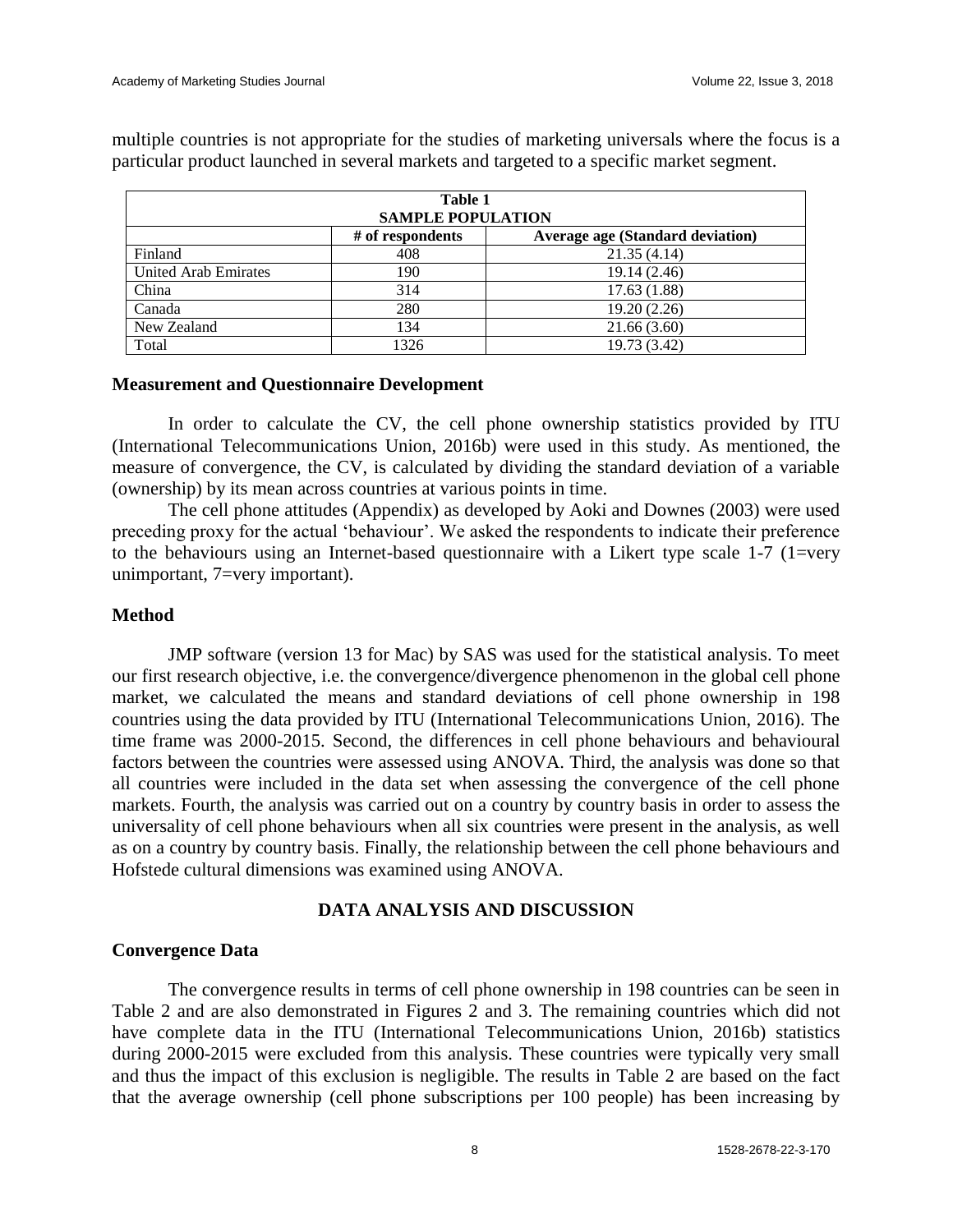multiple countries is not appropriate for the studies of marketing universals where the focus is a particular product launched in several markets and targeted to a specific market segment.

**Table 1**
**SAMPLE POPULATION**

| | # of respondents | Average age (Standard deviation) |
|---|---|---|
| Finland | 408 | 21.35 (4.14) |
| United Arab Emirates | 190 | 19.14 (2.46) |
| China | 314 | 17.63 (1.88) |
| Canada | 280 | 19.20 (2.26) |
| New Zealand | 134 | 21.66 (3.60) |
| Total | 1326 | 19.73 (3.42) |

### Measurement and Questionnaire Development

In order to calculate the CV, the cell phone ownership statistics provided by ITU (International Telecommunications Union, 2016b) were used in this study. As mentioned, the measure of convergence, the CV, is calculated by dividing the standard deviation of a variable (ownership) by its mean across countries at various points in time.

The cell phone attitudes (Appendix) as developed by Aoki and Downes (2003) were used preceding proxy for the actual 'behaviour'. We asked the respondents to indicate their preference to the behaviours using an Internet-based questionnaire with a Likert type scale 1-7 (1=very unimportant, 7=very important).

### Method

JMP software (version 13 for Mac) by SAS was used for the statistical analysis. To meet our first research objective, i.e. the convergence/divergence phenomenon in the global cell phone market, we calculated the means and standard deviations of cell phone ownership in 198 countries using the data provided by ITU (International Telecommunications Union, 2016). The time frame was 2000-2015. Second, the differences in cell phone behaviours and behavioural factors between the countries were assessed using ANOVA. Third, the analysis was done so that all countries were included in the data set when assessing the convergence of the cell phone markets. Fourth, the analysis was carried out on a country by country basis in order to assess the universality of cell phone behaviours when all six countries were present in the analysis, as well as on a country by country basis. Finally, the relationship between the cell phone behaviours and Hofstede cultural dimensions was examined using ANOVA.

## DATA ANALYSIS AND DISCUSSION

### Convergence Data

The convergence results in terms of cell phone ownership in 198 countries can be seen in Table 2 and are also demonstrated in Figures 2 and 3. The remaining countries which did not have complete data in the ITU (International Telecommunications Union, 2016b) statistics during 2000-2015 were excluded from this analysis. These countries were typically very small and thus the impact of this exclusion is negligible. The results in Table 2 are based on the fact that the average ownership (cell phone subscriptions per 100 people) has been increasing by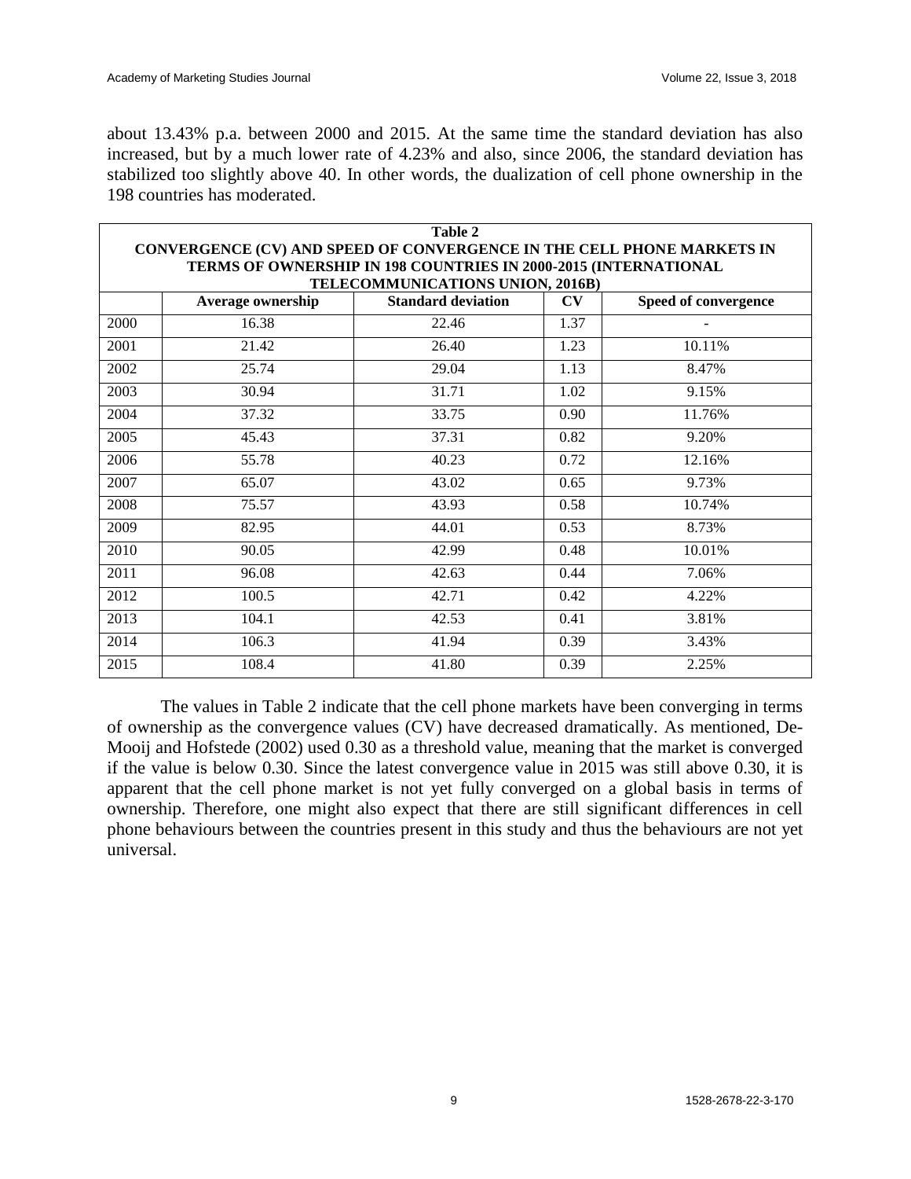about 13.43% p.a. between 2000 and 2015. At the same time the standard deviation has also increased, but by a much lower rate of 4.23% and also, since 2006, the standard deviation has stabilized too slightly above 40. In other words, the dualization of cell phone ownership in the 198 countries has moderated.

**Table 2**
**CONVERGENCE (CV) AND SPEED OF CONVERGENCE IN THE CELL PHONE MARKETS IN TERMS OF OWNERSHIP IN 198 COUNTRIES IN 2000-2015 (INTERNATIONAL TELECOMMUNICATIONS UNION, 2016B)**

| | Average ownership | Standard deviation | CV | Speed of convergence |
|---|---|---|---|---|
| 2000 | 16.38 | 22.46 | 1.37 | - |
| 2001 | 21.42 | 26.40 | 1.23 | 10.11% |
| 2002 | 25.74 | 29.04 | 1.13 | 8.47% |
| 2003 | 30.94 | 31.71 | 1.02 | 9.15% |
| 2004 | 37.32 | 33.75 | 0.90 | 11.76% |
| 2005 | 45.43 | 37.31 | 0.82 | 9.20% |
| 2006 | 55.78 | 40.23 | 0.72 | 12.16% |
| 2007 | 65.07 | 43.02 | 0.65 | 9.73% |
| 2008 | 75.57 | 43.93 | 0.58 | 10.74% |
| 2009 | 82.95 | 44.01 | 0.53 | 8.73% |
| 2010 | 90.05 | 42.99 | 0.48 | 10.01% |
| 2011 | 96.08 | 42.63 | 0.44 | 7.06% |
| 2012 | 100.5 | 42.71 | 0.42 | 4.22% |
| 2013 | 104.1 | 42.53 | 0.41 | 3.81% |
| 2014 | 106.3 | 41.94 | 0.39 | 3.43% |
| 2015 | 108.4 | 41.80 | 0.39 | 2.25% |

The values in Table 2 indicate that the cell phone markets have been converging in terms of ownership as the convergence values (CV) have decreased dramatically. As mentioned, De-Mooij and Hofstede (2002) used 0.30 as a threshold value, meaning that the market is converged if the value is below 0.30. Since the latest convergence value in 2015 was still above 0.30, it is apparent that the cell phone market is not yet fully converged on a global basis in terms of ownership. Therefore, one might also expect that there are still significant differences in cell phone behaviours between the countries present in this study and thus the behaviours are not yet universal.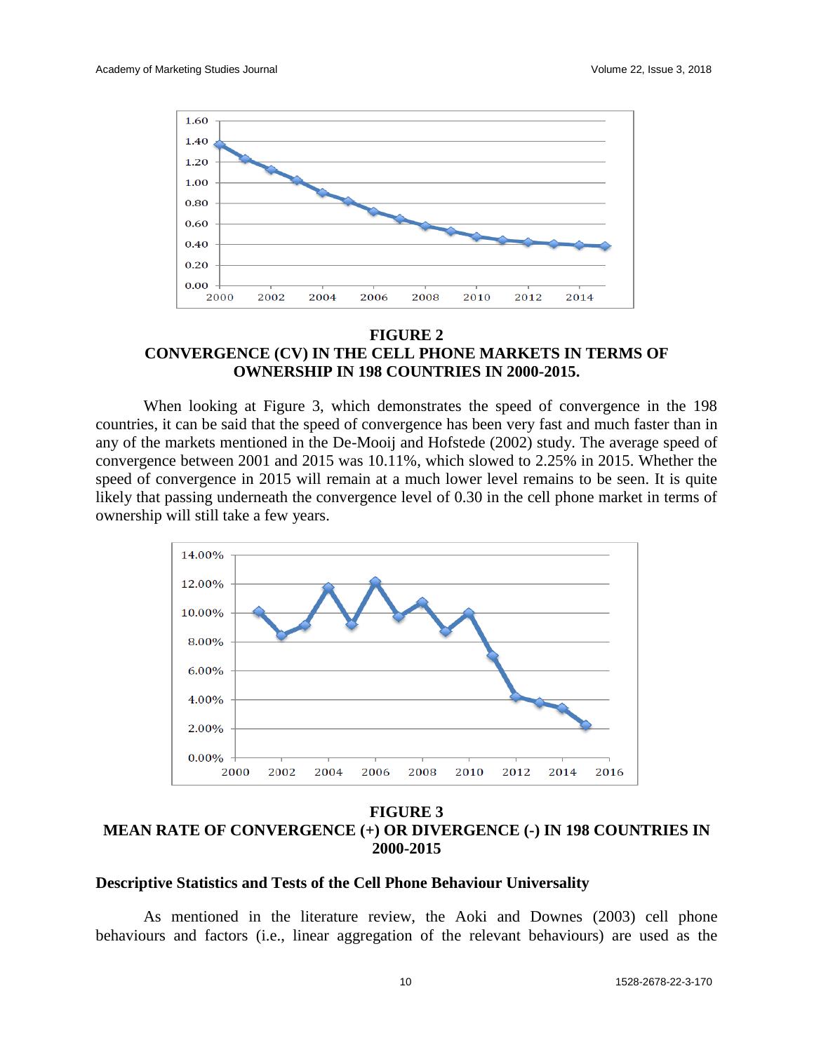**FIGURE 2**
**CONVERGENCE (CV) IN THE CELL PHONE MARKETS IN TERMS OF OWNERSHIP IN 198 COUNTRIES IN 2000-2015.**

When looking at Figure 3, which demonstrates the speed of convergence in the 198 countries, it can be said that the speed of convergence has been very fast and much faster than in any of the markets mentioned in the De-Mooij and Hofstede (2002) study. The average speed of convergence between 2001 and 2015 was 10.11%, which slowed to 2.25% in 2015. Whether the speed of convergence in 2015 will remain at a much lower level remains to be seen. It is quite likely that passing underneath the convergence level of 0.30 in the cell phone market in terms of ownership will still take a few years.

**FIGURE 3**
**MEAN RATE OF CONVERGENCE (+) OR DIVERGENCE (-) IN 198 COUNTRIES IN 2000-2015**

### Descriptive Statistics and Tests of the Cell Phone Behaviour Universality

As mentioned in the literature review, the Aoki and Downes (2003) cell phone behaviours and factors (i.e., linear aggregation of the relevant behaviours) are used as the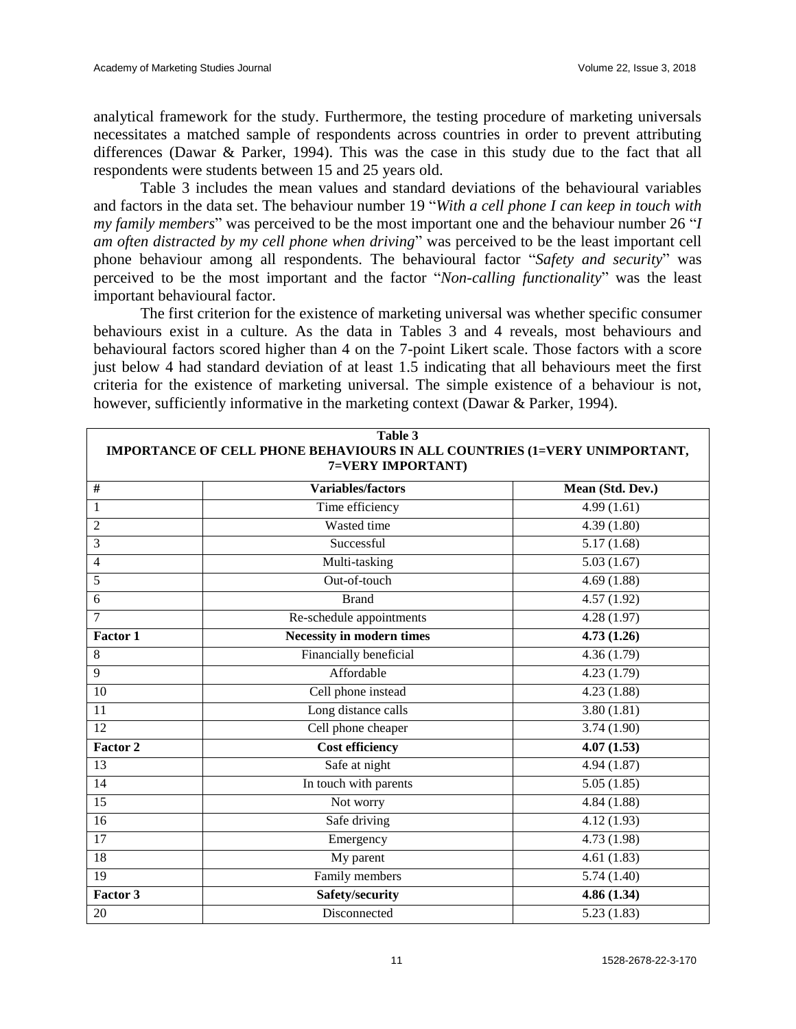analytical framework for the study. Furthermore, the testing procedure of marketing universals necessitates a matched sample of respondents across countries in order to prevent attributing differences (Dawar & Parker, 1994). This was the case in this study due to the fact that all respondents were students between 15 and 25 years old.

Table 3 includes the mean values and standard deviations of the behavioural variables and factors in the data set. The behaviour number 19 "*With a cell phone I can keep in touch with my family members*" was perceived to be the most important one and the behaviour number 26 "*I am often distracted by my cell phone when driving*" was perceived to be the least important cell phone behaviour among all respondents. The behavioural factor "*Safety and security*" was perceived to be the most important and the factor "*Non-calling functionality*" was the least important behavioural factor.

The first criterion for the existence of marketing universal was whether specific consumer behaviours exist in a culture. As the data in Tables 3 and 4 reveals, most behaviours and behavioural factors scored higher than 4 on the 7-point Likert scale. Those factors with a score just below 4 had standard deviation of at least 1.5 indicating that all behaviours meet the first criteria for the existence of marketing universal. The simple existence of a behaviour is not, however, sufficiently informative in the marketing context (Dawar & Parker, 1994).

**Table 3**
**IMPORTANCE OF CELL PHONE BEHAVIOURS IN ALL COUNTRIES (1=VERY UNIMPORTANT, 7=VERY IMPORTANT)**

| # | Variables/factors | Mean (Std. Dev.) |
|---|---|---|
| 1 | Time efficiency | 4.99 (1.61) |
| 2 | Wasted time | 4.39 (1.80) |
| 3 | Successful | 5.17 (1.68) |
| 4 | Multi-tasking | 5.03 (1.67) |
| 5 | Out-of-touch | 4.69 (1.88) |
| 6 | Brand | 4.57 (1.92) |
| 7 | Re-schedule appointments | 4.28 (1.97) |
| **Factor 1** | **Necessity in modern times** | **4.73 (1.26)** |
| 8 | Financially beneficial | 4.36 (1.79) |
| 9 | Affordable | 4.23 (1.79) |
| 10 | Cell phone instead | 4.23 (1.88) |
| 11 | Long distance calls | 3.80 (1.81) |
| 12 | Cell phone cheaper | 3.74 (1.90) |
| **Factor 2** | **Cost efficiency** | **4.07 (1.53)** |
| 13 | Safe at night | 4.94 (1.87) |
| 14 | In touch with parents | 5.05 (1.85) |
| 15 | Not worry | 4.84 (1.88) |
| 16 | Safe driving | 4.12 (1.93) |
| 17 | Emergency | 4.73 (1.98) |
| 18 | My parent | 4.61 (1.83) |
| 19 | Family members | 5.74 (1.40) |
| **Factor 3** | **Safety/security** | **4.86 (1.34)** |
| 20 | Disconnected | 5.23 (1.83) |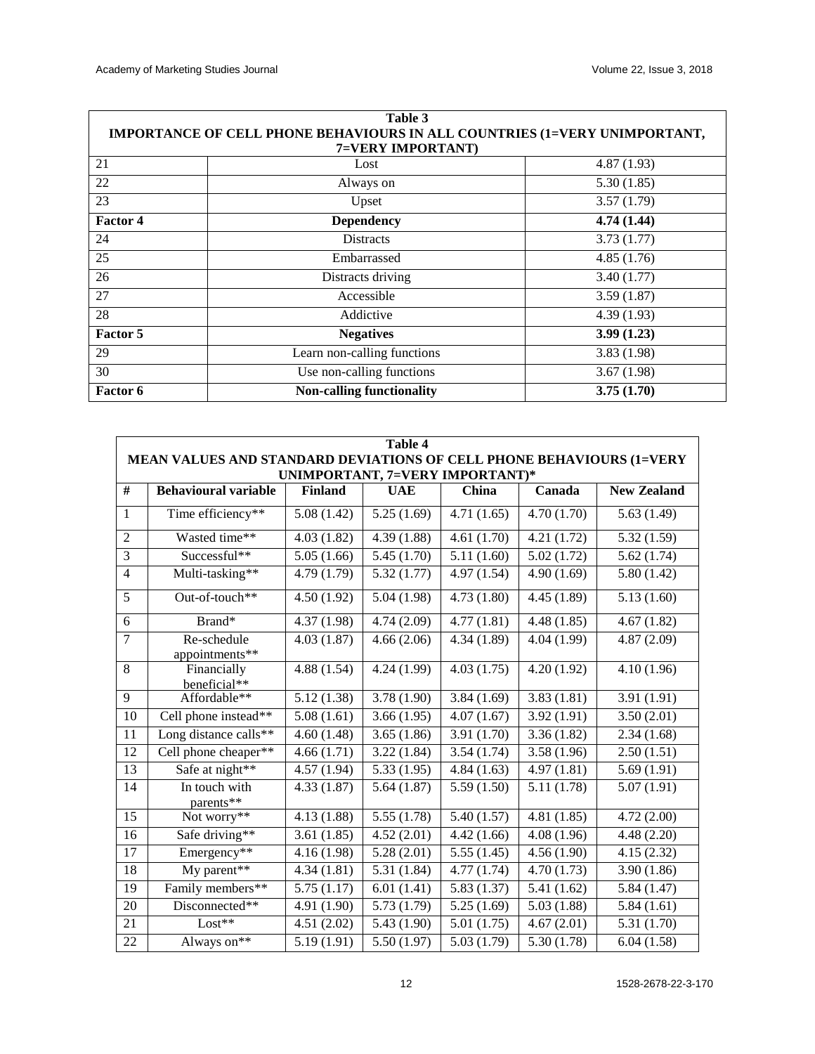**Table 3**
**IMPORTANCE OF CELL PHONE BEHAVIOURS IN ALL COUNTRIES (1=VERY UNIMPORTANT, 7=VERY IMPORTANT)**

| | | |
|---|---|---|
| 21 | Lost | 4.87 (1.93) |
| 22 | Always on | 5.30 (1.85) |
| 23 | Upset | 3.57 (1.79) |
| **Factor 4** | **Dependency** | **4.74 (1.44)** |
| 24 | Distracts | 3.73 (1.77) |
| 25 | Embarrassed | 4.85 (1.76) |
| 26 | Distracts driving | 3.40 (1.77) |
| 27 | Accessible | 3.59 (1.87) |
| 28 | Addictive | 4.39 (1.93) |
| **Factor 5** | **Negatives** | **3.99 (1.23)** |
| 29 | Learn non-calling functions | 3.83 (1.98) |
| 30 | Use non-calling functions | 3.67 (1.98) |
| **Factor 6** | **Non-calling functionality** | **3.75 (1.70)** |

**Table 4**
**MEAN VALUES AND STANDARD DEVIATIONS OF CELL PHONE BEHAVIOURS (1=VERY UNIMPORTANT, 7=VERY IMPORTANT)***

| # | Behavioural variable | Finland | UAE | China | Canada | New Zealand |
|---|---|---|---|---|---|---|
| 1 | Time efficiency** | 5.08 (1.42) | 5.25 (1.69) | 4.71 (1.65) | 4.70 (1.70) | 5.63 (1.49) |
| 2 | Wasted time** | 4.03 (1.82) | 4.39 (1.88) | 4.61 (1.70) | 4.21 (1.72) | 5.32 (1.59) |
| 3 | Successful** | 5.05 (1.66) | 5.45 (1.70) | 5.11 (1.60) | 5.02 (1.72) | 5.62 (1.74) |
| 4 | Multi-tasking** | 4.79 (1.79) | 5.32 (1.77) | 4.97 (1.54) | 4.90 (1.69) | 5.80 (1.42) |
| 5 | Out-of-touch** | 4.50 (1.92) | 5.04 (1.98) | 4.73 (1.80) | 4.45 (1.89) | 5.13 (1.60) |
| 6 | Brand* | 4.37 (1.98) | 4.74 (2.09) | 4.77 (1.81) | 4.48 (1.85) | 4.67 (1.82) |
| 7 | Re-schedule appointments** | 4.03 (1.87) | 4.66 (2.06) | 4.34 (1.89) | 4.04 (1.99) | 4.87 (2.09) |
| 8 | Financially beneficial** | 4.88 (1.54) | 4.24 (1.99) | 4.03 (1.75) | 4.20 (1.92) | 4.10 (1.96) |
| 9 | Affordable** | 5.12 (1.38) | 3.78 (1.90) | 3.84 (1.69) | 3.83 (1.81) | 3.91 (1.91) |
| 10 | Cell phone instead** | 5.08 (1.61) | 3.66 (1.95) | 4.07 (1.67) | 3.92 (1.91) | 3.50 (2.01) |
| 11 | Long distance calls** | 4.60 (1.48) | 3.65 (1.86) | 3.91 (1.70) | 3.36 (1.82) | 2.34 (1.68) |
| 12 | Cell phone cheaper** | 4.66 (1.71) | 3.22 (1.84) | 3.54 (1.74) | 3.58 (1.96) | 2.50 (1.51) |
| 13 | Safe at night** | 4.57 (1.94) | 5.33 (1.95) | 4.84 (1.63) | 4.97 (1.81) | 5.69 (1.91) |
| 14 | In touch with parents** | 4.33 (1.87) | 5.64 (1.87) | 5.59 (1.50) | 5.11 (1.78) | 5.07 (1.91) |
| 15 | Not worry** | 4.13 (1.88) | 5.55 (1.78) | 5.40 (1.57) | 4.81 (1.85) | 4.72 (2.00) |
| 16 | Safe driving** | 3.61 (1.85) | 4.52 (2.01) | 4.42 (1.66) | 4.08 (1.96) | 4.48 (2.20) |
| 17 | Emergency** | 4.16 (1.98) | 5.28 (2.01) | 5.55 (1.45) | 4.56 (1.90) | 4.15 (2.32) |
| 18 | My parent** | 4.34 (1.81) | 5.31 (1.84) | 4.77 (1.74) | 4.70 (1.73) | 3.90 (1.86) |
| 19 | Family members** | 5.75 (1.17) | 6.01 (1.41) | 5.83 (1.37) | 5.41 (1.62) | 5.84 (1.47) |
| 20 | Disconnected** | 4.91 (1.90) | 5.73 (1.79) | 5.25 (1.69) | 5.03 (1.88) | 5.84 (1.61) |
| 21 | Lost** | 4.51 (2.02) | 5.43 (1.90) | 5.01 (1.75) | 4.67 (2.01) | 5.31 (1.70) |
| 22 | Always on** | 5.19 (1.91) | 5.50 (1.97) | 5.03 (1.79) | 5.30 (1.78) | 6.04 (1.58) |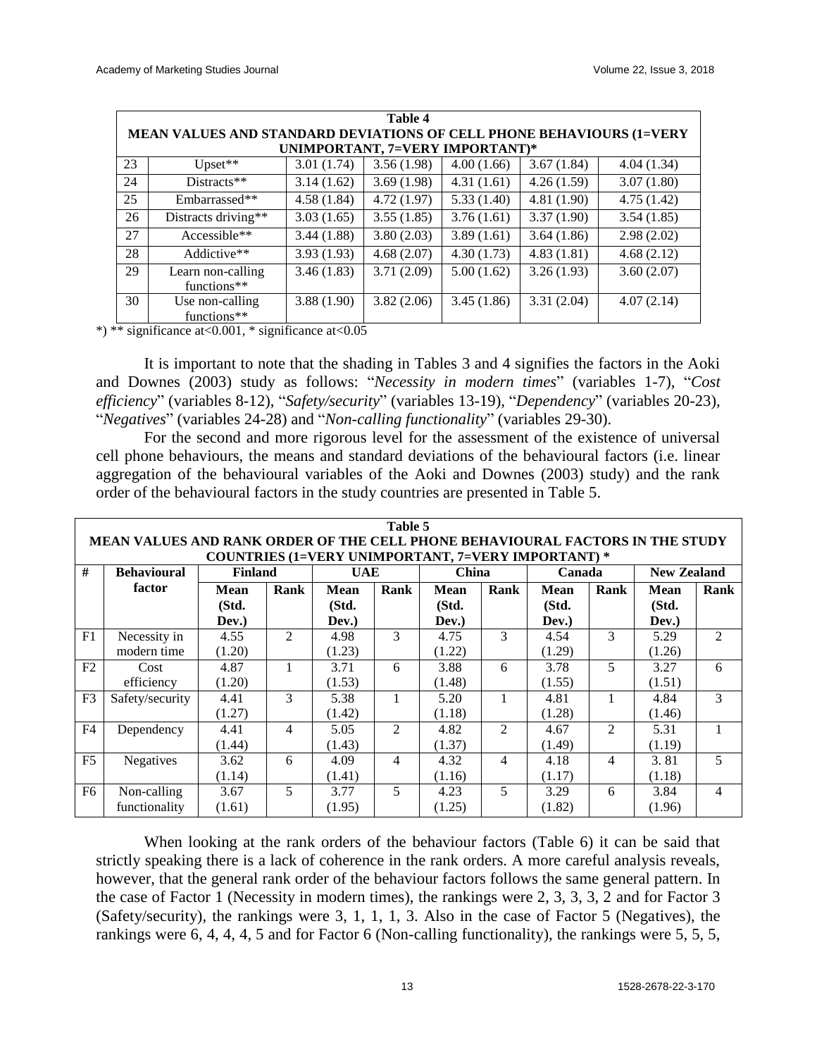| | **Table 4** **MEAN VALUES AND STANDARD DEVIATIONS OF CELL PHONE BEHAVIOURS (1=VERY UNIMPORTANT, 7=VERY IMPORTANT)*** | | | | | |
|---|---|---|---|---|---|---|
| 23 | Upset** | 3.01 (1.74) | 3.56 (1.98) | 4.00 (1.66) | 3.67 (1.84) | 4.04 (1.34) |
| 24 | Distracts** | 3.14 (1.62) | 3.69 (1.98) | 4.31 (1.61) | 4.26 (1.59) | 3.07 (1.80) |
| 25 | Embarrassed** | 4.58 (1.84) | 4.72 (1.97) | 5.33 (1.40) | 4.81 (1.90) | 4.75 (1.42) |
| 26 | Distracts driving** | 3.03 (1.65) | 3.55 (1.85) | 3.76 (1.61) | 3.37 (1.90) | 3.54 (1.85) |
| 27 | Accessible** | 3.44 (1.88) | 3.80 (2.03) | 3.89 (1.61) | 3.64 (1.86) | 2.98 (2.02) |
| 28 | Addictive** | 3.93 (1.93) | 4.68 (2.07) | 4.30 (1.73) | 4.83 (1.81) | 4.68 (2.12) |
| 29 | Learn non-calling functions** | 3.46 (1.83) | 3.71 (2.09) | 5.00 (1.62) | 3.26 (1.93) | 3.60 (2.07) |
| 30 | Use non-calling functions** | 3.88 (1.90) | 3.82 (2.06) | 3.45 (1.86) | 3.31 (2.04) | 4.07 (2.14) |

*) ** significance at<0.001, * significance at<0.05

It is important to note that the shading in Tables 3 and 4 signifies the factors in the Aoki and Downes (2003) study as follows: "*Necessity in modern times*" (variables 1-7), "*Cost efficiency*" (variables 8-12), "*Safety/security*" (variables 13-19), "*Dependency*" (variables 20-23), "*Negatives*" (variables 24-28) and "*Non-calling functionality*" (variables 29-30).

For the second and more rigorous level for the assessment of the existence of universal cell phone behaviours, the means and standard deviations of the behavioural factors (i.e. linear aggregation of the behavioural variables of the Aoki and Downes (2003) study) and the rank order of the behavioural factors in the study countries are presented in Table 5.

**Table 5**
**MEAN VALUES AND RANK ORDER OF THE CELL PHONE BEHAVIOURAL FACTORS IN THE STUDY COUNTRIES (1=VERY UNIMPORTANT, 7=VERY IMPORTANT) ***

| # | Behavioural factor | Finland | | UAE | | China | | Canada | | New Zealand | |
|---|---|---|---|---|---|---|---|---|---|---|---|
| | | Mean (Std. Dev.) | Rank | Mean (Std. Dev.) | Rank | Mean (Std. Dev.) | Rank | Mean (Std. Dev.) | Rank | Mean (Std. Dev.) | Rank |
| F1 | Necessity in modern time | 4.55 (1.20) | 2 | 4.98 (1.23) | 3 | 4.75 (1.22) | 3 | 4.54 (1.29) | 3 | 5.29 (1.26) | 2 |
| F2 | Cost efficiency | 4.87 (1.20) | 1 | 3.71 (1.53) | 6 | 3.88 (1.48) | 6 | 3.78 (1.55) | 5 | 3.27 (1.51) | 6 |
| F3 | Safety/security | 4.41 (1.27) | 3 | 5.38 (1.42) | 1 | 5.20 (1.18) | 1 | 4.81 (1.28) | 1 | 4.84 (1.46) | 3 |
| F4 | Dependency | 4.41 (1.44) | 4 | 5.05 (1.43) | 2 | 4.82 (1.37) | 2 | 4.67 (1.49) | 2 | 5.31 (1.19) | 1 |
| F5 | Negatives | 3.62 (1.14) | 6 | 4.09 (1.41) | 4 | 4.32 (1.16) | 4 | 4.18 (1.17) | 4 | 3. 81 (1.18) | 5 |
| F6 | Non-calling functionality | 3.67 (1.61) | 5 | 3.77 (1.95) | 5 | 4.23 (1.25) | 5 | 3.29 (1.82) | 6 | 3.84 (1.96) | 4 |

When looking at the rank orders of the behaviour factors (Table 6) it can be said that strictly speaking there is a lack of coherence in the rank orders. A more careful analysis reveals, however, that the general rank order of the behaviour factors follows the same general pattern. In the case of Factor 1 (Necessity in modern times), the rankings were 2, 3, 3, 3, 2 and for Factor 3 (Safety/security), the rankings were 3, 1, 1, 1, 3. Also in the case of Factor 5 (Negatives), the rankings were 6, 4, 4, 4, 5 and for Factor 6 (Non-calling functionality), the rankings were 5, 5, 5,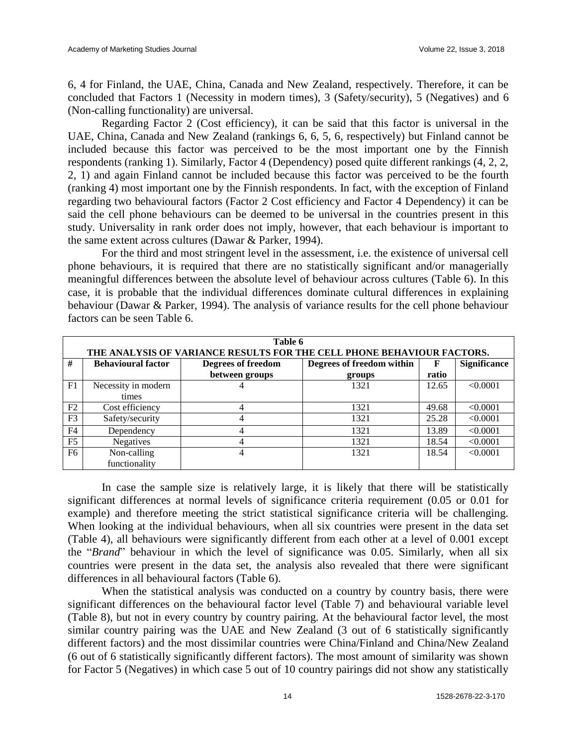6, 4 for Finland, the UAE, China, Canada and New Zealand, respectively. Therefore, it can be concluded that Factors 1 (Necessity in modern times), 3 (Safety/security), 5 (Negatives) and 6 (Non-calling functionality) are universal.

Regarding Factor 2 (Cost efficiency), it can be said that this factor is universal in the UAE, China, Canada and New Zealand (rankings 6, 6, 5, 6, respectively) but Finland cannot be included because this factor was perceived to be the most important one by the Finnish respondents (ranking 1). Similarly, Factor 4 (Dependency) posed quite different rankings (4, 2, 2, 2, 1) and again Finland cannot be included because this factor was perceived to be the fourth (ranking 4) most important one by the Finnish respondents. In fact, with the exception of Finland regarding two behavioural factors (Factor 2 Cost efficiency and Factor 4 Dependency) it can be said the cell phone behaviours can be deemed to be universal in the countries present in this study. Universality in rank order does not imply, however, that each behaviour is important to the same extent across cultures (Dawar & Parker, 1994).

For the third and most stringent level in the assessment, i.e. the existence of universal cell phone behaviours, it is required that there are no statistically significant and/or managerially meaningful differences between the absolute level of behaviour across cultures (Table 6). In this case, it is probable that the individual differences dominate cultural differences in explaining behaviour (Dawar & Parker, 1994). The analysis of variance results for the cell phone behaviour factors can be seen Table 6.

**Table 6**
**THE ANALYSIS OF VARIANCE RESULTS FOR THE CELL PHONE BEHAVIOUR FACTORS.**

| # | Behavioural factor | Degrees of freedom between groups | Degrees of freedom within groups | F ratio | Significance |
|---|---|---|---|---|---|
| F1 | Necessity in modern times | 4 | 1321 | 12.65 | <0.0001 |
| F2 | Cost efficiency | 4 | 1321 | 49.68 | <0.0001 |
| F3 | Safety/security | 4 | 1321 | 25.28 | <0.0001 |
| F4 | Dependency | 4 | 1321 | 13.89 | <0.0001 |
| F5 | Negatives | 4 | 1321 | 18.54 | <0.0001 |
| F6 | Non-calling functionality | 4 | 1321 | 18.54 | <0.0001 |

In case the sample size is relatively large, it is likely that there will be statistically significant differences at normal levels of significance criteria requirement (0.05 or 0.01 for example) and therefore meeting the strict statistical significance criteria will be challenging. When looking at the individual behaviours, when all six countries were present in the data set (Table 4), all behaviours were significantly different from each other at a level of 0.001 except the "*Brand*" behaviour in which the level of significance was 0.05. Similarly, when all six countries were present in the data set, the analysis also revealed that there were significant differences in all behavioural factors (Table 6).

When the statistical analysis was conducted on a country by country basis, there were significant differences on the behavioural factor level (Table 7) and behavioural variable level (Table 8), but not in every country by country pairing. At the behavioural factor level, the most similar country pairing was the UAE and New Zealand (3 out of 6 statistically significantly different factors) and the most dissimilar countries were China/Finland and China/New Zealand (6 out of 6 statistically significantly different factors). The most amount of similarity was shown for Factor 5 (Negatives) in which case 5 out of 10 country pairings did not show any statistically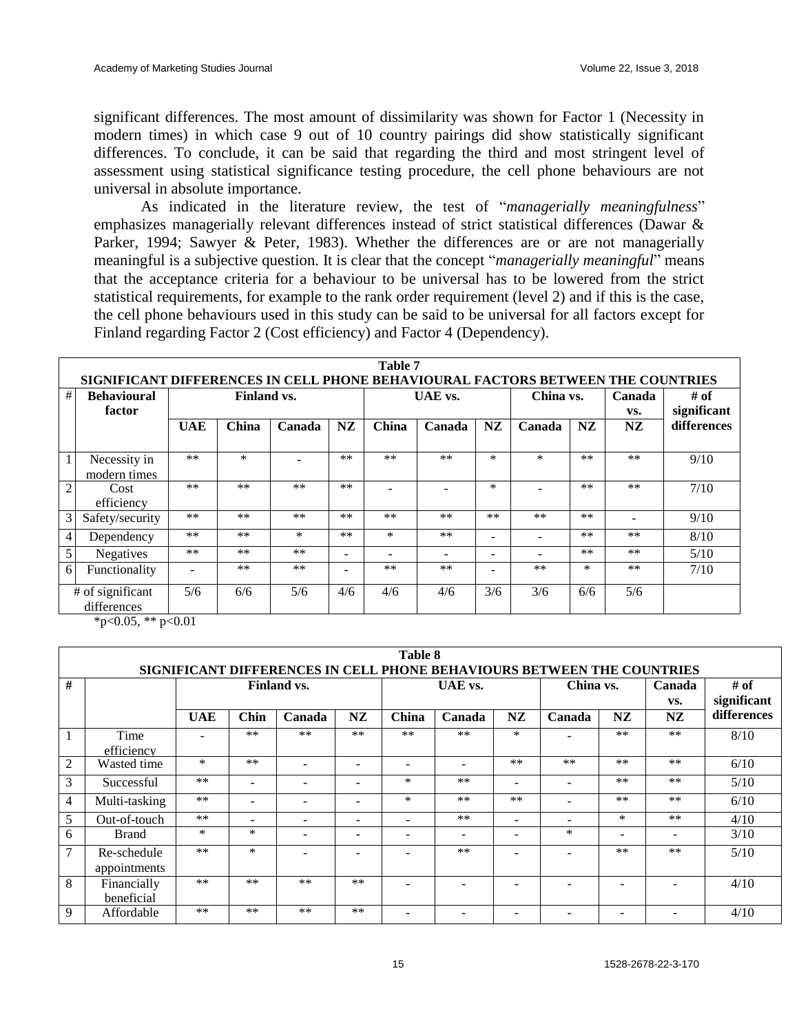significant differences. The most amount of dissimilarity was shown for Factor 1 (Necessity in modern times) in which case 9 out of 10 country pairings did show statistically significant differences. To conclude, it can be said that regarding the third and most stringent level of assessment using statistical significance testing procedure, the cell phone behaviours are not universal in absolute importance.

As indicated in the literature review, the test of "*managerially meaningfulness*" emphasizes managerially relevant differences instead of strict statistical differences (Dawar & Parker, 1994; Sawyer & Peter, 1983). Whether the differences are or are not managerially meaningful is a subjective question. It is clear that the concept "*managerially meaningful*" means that the acceptance criteria for a behaviour to be universal has to be lowered from the strict statistical requirements, for example to the rank order requirement (level 2) and if this is the case, the cell phone behaviours used in this study can be said to be universal for all factors except for Finland regarding Factor 2 (Cost efficiency) and Factor 4 (Dependency).

**Table 7**
**SIGNIFICANT DIFFERENCES IN CELL PHONE BEHAVIOURAL FACTORS BETWEEN THE COUNTRIES**

| # | Behavioural factor | Finland vs. | | | | UAE vs. | | | China vs. | | Canada vs. | # of significant differences |
|---|---|---|---|---|---|---|---|---|---|---|---|---|
| | | UAE | China | Canada | NZ | China | Canada | NZ | Canada | NZ | NZ | |
| 1 | Necessity in modern times | ** | * | - | ** | ** | ** | * | * | ** | ** | 9/10 |
| 2 | Cost efficiency | ** | ** | ** | ** | - | - | * | - | ** | ** | 7/10 |
| 3 | Safety/security | ** | ** | ** | ** | ** | ** | ** | ** | ** | - | 9/10 |
| 4 | Dependency | ** | ** | * | ** | * | ** | - | - | ** | ** | 8/10 |
| 5 | Negatives | ** | ** | ** | - | - | - | - | - | ** | ** | 5/10 |
| 6 | Functionality | - | ** | ** | - | ** | ** | - | ** | * | ** | 7/10 |
| | # of significant differences | 5/6 | 6/6 | 5/6 | 4/6 | 4/6 | 4/6 | 3/6 | 3/6 | 6/6 | 5/6 | |

*p<0.05, ** p<0.01

**Table 8**
**SIGNIFICANT DIFFERENCES IN CELL PHONE BEHAVIOURS BETWEEN THE COUNTRIES**

| # | | Finland vs. | | | | UAE vs. | | | China vs. | | Canada vs. | # of significant differences |
|---|---|---|---|---|---|---|---|---|---|---|---|---|
| | | UAE | Chin | Canada | NZ | China | Canada | NZ | Canada | NZ | NZ | |
| 1 | Time efficiency | - | ** | ** | ** | ** | ** | * | - | ** | ** | 8/10 |
| 2 | Wasted time | * | ** | - | - | - | - | ** | ** | ** | ** | 6/10 |
| 3 | Successful | ** | - | - | - | * | ** | - | - | ** | ** | 5/10 |
| 4 | Multi-tasking | ** | - | - | - | * | ** | ** | - | ** | ** | 6/10 |
| 5 | Out-of-touch | ** | - | - | - | - | ** | - | - | * | ** | 4/10 |
| 6 | Brand | * | * | - | - | - | - | - | * | - | - | 3/10 |
| 7 | Re-schedule appointments | ** | * | - | - | - | ** | - | - | ** | ** | 5/10 |
| 8 | Financially beneficial | ** | ** | ** | ** | - | - | - | - | - | - | 4/10 |
| 9 | Affordable | ** | ** | ** | ** | - | - | - | - | - | - | 4/10 |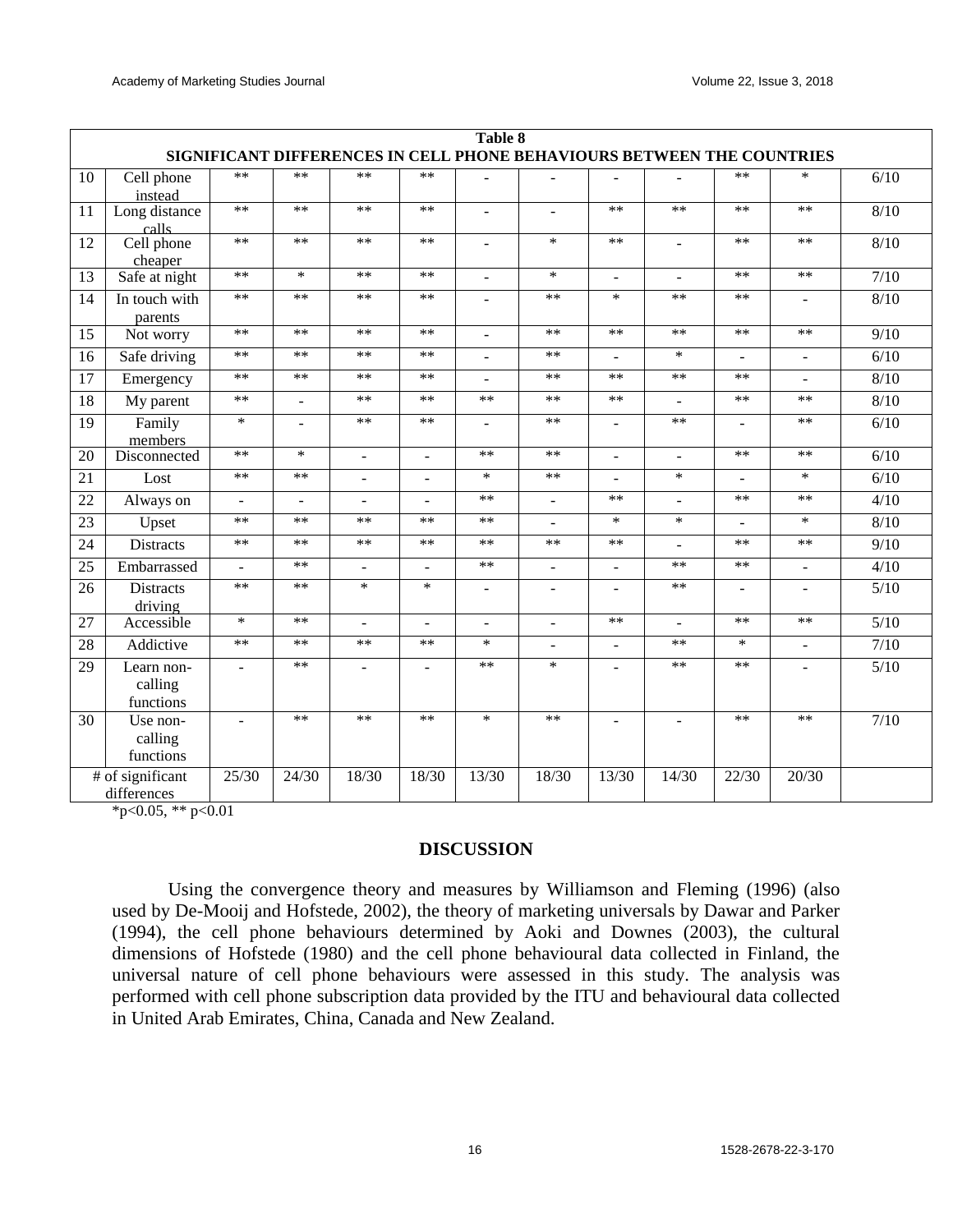**Table 8**
**SIGNIFICANT DIFFERENCES IN CELL PHONE BEHAVIOURS BETWEEN THE COUNTRIES**

| | | | | | | | | | | | | |
|---|---|---|---|---|---|---|---|---|---|---|---|---|
| 10 | Cell phone instead | ** | ** | ** | ** | - | - | - | - | ** | * | 6/10 |
| 11 | Long distance calls | ** | ** | ** | ** | - | - | ** | ** | ** | ** | 8/10 |
| 12 | Cell phone cheaper | ** | ** | ** | ** | - | * | ** | - | ** | ** | 8/10 |
| 13 | Safe at night | ** | * | ** | ** | - | * | - | - | ** | ** | 7/10 |
| 14 | In touch with parents | ** | ** | ** | ** | - | ** | * | ** | ** | - | 8/10 |
| 15 | Not worry | ** | ** | ** | ** | - | ** | ** | ** | ** | ** | 9/10 |
| 16 | Safe driving | ** | ** | ** | ** | - | ** | - | * | - | - | 6/10 |
| 17 | Emergency | ** | ** | ** | ** | - | ** | ** | ** | ** | - | 8/10 |
| 18 | My parent | ** | - | ** | ** | ** | ** | ** | - | ** | ** | 8/10 |
| 19 | Family members | * | - | ** | ** | - | ** | - | ** | - | ** | 6/10 |
| 20 | Disconnected | ** | * | - | - | ** | ** | - | - | ** | ** | 6/10 |
| 21 | Lost | ** | ** | - | - | * | ** | - | * | - | * | 6/10 |
| 22 | Always on | - | - | - | - | ** | - | ** | - | ** | ** | 4/10 |
| 23 | Upset | ** | ** | ** | ** | ** | - | * | * | - | * | 8/10 |
| 24 | Distracts | ** | ** | ** | ** | ** | ** | ** | - | ** | ** | 9/10 |
| 25 | Embarrassed | - | ** | - | - | ** | - | - | ** | ** | - | 4/10 |
| 26 | Distracts driving | ** | ** | * | * | - | - | - | ** | - | - | 5/10 |
| 27 | Accessible | * | ** | - | - | - | - | ** | - | ** | ** | 5/10 |
| 28 | Addictive | ** | ** | ** | ** | * | - | - | ** | * | - | 7/10 |
| 29 | Learn non-calling functions | - | ** | - | - | ** | * | - | ** | ** | - | 5/10 |
| 30 | Use non-calling functions | - | ** | ** | ** | * | ** | - | - | ** | ** | 7/10 |
| # of significant differences | | 25/30 | 24/30 | 18/30 | 18/30 | 13/30 | 18/30 | 13/30 | 14/30 | 22/30 | 20/30 | |

*p<0.05, ** p<0.01

## DISCUSSION

Using the convergence theory and measures by Williamson and Fleming (1996) (also used by De-Mooij and Hofstede, 2002), the theory of marketing universals by Dawar and Parker (1994), the cell phone behaviours determined by Aoki and Downes (2003), the cultural dimensions of Hofstede (1980) and the cell phone behavioural data collected in Finland, the universal nature of cell phone behaviours were assessed in this study. The analysis was performed with cell phone subscription data provided by the ITU and behavioural data collected in United Arab Emirates, China, Canada and New Zealand.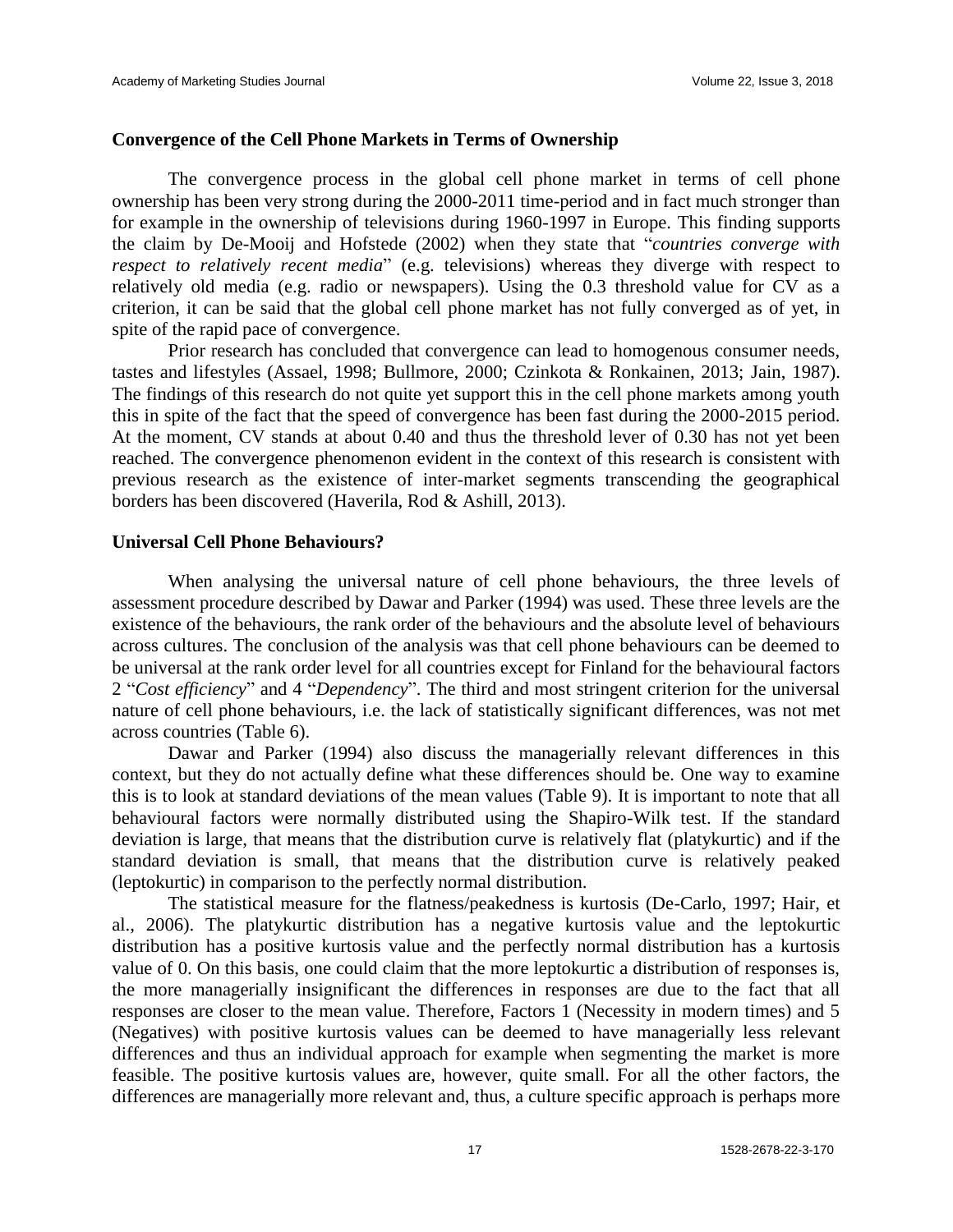### Convergence of the Cell Phone Markets in Terms of Ownership

The convergence process in the global cell phone market in terms of cell phone ownership has been very strong during the 2000-2011 time-period and in fact much stronger than for example in the ownership of televisions during 1960-1997 in Europe. This finding supports the claim by De-Mooij and Hofstede (2002) when they state that "*countries converge with respect to relatively recent media*" (e.g. televisions) whereas they diverge with respect to relatively old media (e.g. radio or newspapers). Using the 0.3 threshold value for CV as a criterion, it can be said that the global cell phone market has not fully converged as of yet, in spite of the rapid pace of convergence.

Prior research has concluded that convergence can lead to homogenous consumer needs, tastes and lifestyles (Assael, 1998; Bullmore, 2000; Czinkota & Ronkainen, 2013; Jain, 1987). The findings of this research do not quite yet support this in the cell phone markets among youth this in spite of the fact that the speed of convergence has been fast during the 2000-2015 period. At the moment, CV stands at about 0.40 and thus the threshold lever of 0.30 has not yet been reached. The convergence phenomenon evident in the context of this research is consistent with previous research as the existence of inter-market segments transcending the geographical borders has been discovered (Haverila, Rod & Ashill, 2013).

### Universal Cell Phone Behaviours?

When analysing the universal nature of cell phone behaviours, the three levels of assessment procedure described by Dawar and Parker (1994) was used. These three levels are the existence of the behaviours, the rank order of the behaviours and the absolute level of behaviours across cultures. The conclusion of the analysis was that cell phone behaviours can be deemed to be universal at the rank order level for all countries except for Finland for the behavioural factors 2 "*Cost efficiency*" and 4 "*Dependency*". The third and most stringent criterion for the universal nature of cell phone behaviours, i.e. the lack of statistically significant differences, was not met across countries (Table 6).

Dawar and Parker (1994) also discuss the managerially relevant differences in this context, but they do not actually define what these differences should be. One way to examine this is to look at standard deviations of the mean values (Table 9). It is important to note that all behavioural factors were normally distributed using the Shapiro-Wilk test. If the standard deviation is large, that means that the distribution curve is relatively flat (platykurtic) and if the standard deviation is small, that means that the distribution curve is relatively peaked (leptokurtic) in comparison to the perfectly normal distribution.

The statistical measure for the flatness/peakedness is kurtosis (De-Carlo, 1997; Hair, et al., 2006). The platykurtic distribution has a negative kurtosis value and the leptokurtic distribution has a positive kurtosis value and the perfectly normal distribution has a kurtosis value of 0. On this basis, one could claim that the more leptokurtic a distribution of responses is, the more managerially insignificant the differences in responses are due to the fact that all responses are closer to the mean value. Therefore, Factors 1 (Necessity in modern times) and 5 (Negatives) with positive kurtosis values can be deemed to have managerially less relevant differences and thus an individual approach for example when segmenting the market is more feasible. The positive kurtosis values are, however, quite small. For all the other factors, the differences are managerially more relevant and, thus, a culture specific approach is perhaps more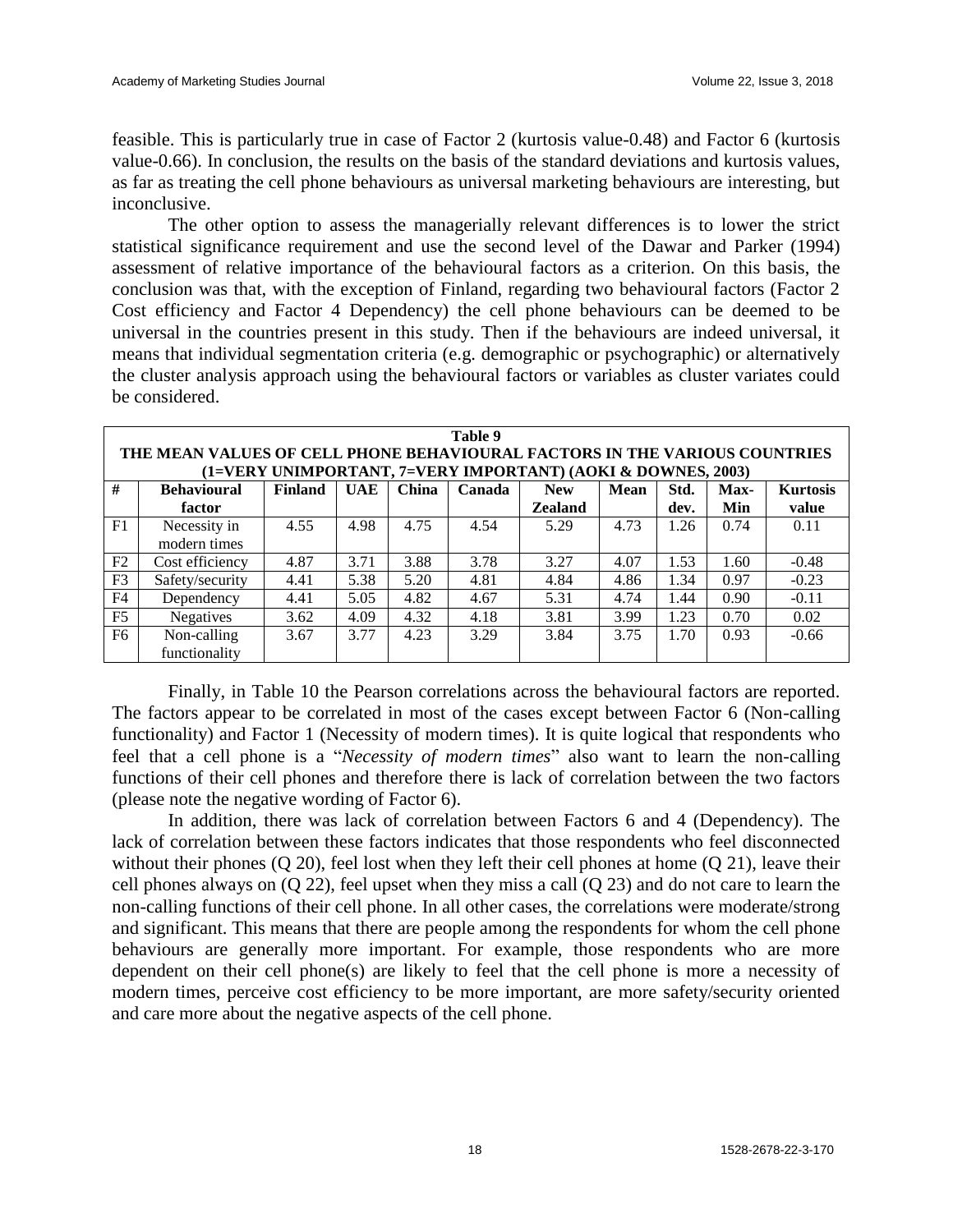feasible. This is particularly true in case of Factor 2 (kurtosis value-0.48) and Factor 6 (kurtosis value-0.66). In conclusion, the results on the basis of the standard deviations and kurtosis values, as far as treating the cell phone behaviours as universal marketing behaviours are interesting, but inconclusive.

The other option to assess the managerially relevant differences is to lower the strict statistical significance requirement and use the second level of the Dawar and Parker (1994) assessment of relative importance of the behavioural factors as a criterion. On this basis, the conclusion was that, with the exception of Finland, regarding two behavioural factors (Factor 2 Cost efficiency and Factor 4 Dependency) the cell phone behaviours can be deemed to be universal in the countries present in this study. Then if the behaviours are indeed universal, it means that individual segmentation criteria (e.g. demographic or psychographic) or alternatively the cluster analysis approach using the behavioural factors or variables as cluster variates could be considered.

**Table 9**
**THE MEAN VALUES OF CELL PHONE BEHAVIOURAL FACTORS IN THE VARIOUS COUNTRIES (1=VERY UNIMPORTANT, 7=VERY IMPORTANT) (AOKI & DOWNES, 2003)**

| # | Behavioural factor | Finland | UAE | China | Canada | New Zealand | Mean | Std. dev. | Max-Min | Kurtosis value |
|---|---|---|---|---|---|---|---|---|---|---|
| F1 | Necessity in modern times | 4.55 | 4.98 | 4.75 | 4.54 | 5.29 | 4.73 | 1.26 | 0.74 | 0.11 |
| F2 | Cost efficiency | 4.87 | 3.71 | 3.88 | 3.78 | 3.27 | 4.07 | 1.53 | 1.60 | -0.48 |
| F3 | Safety/security | 4.41 | 5.38 | 5.20 | 4.81 | 4.84 | 4.86 | 1.34 | 0.97 | -0.23 |
| F4 | Dependency | 4.41 | 5.05 | 4.82 | 4.67 | 5.31 | 4.74 | 1.44 | 0.90 | -0.11 |
| F5 | Negatives | 3.62 | 4.09 | 4.32 | 4.18 | 3.81 | 3.99 | 1.23 | 0.70 | 0.02 |
| F6 | Non-calling functionality | 3.67 | 3.77 | 4.23 | 3.29 | 3.84 | 3.75 | 1.70 | 0.93 | -0.66 |

Finally, in Table 10 the Pearson correlations across the behavioural factors are reported. The factors appear to be correlated in most of the cases except between Factor 6 (Non-calling functionality) and Factor 1 (Necessity of modern times). It is quite logical that respondents who feel that a cell phone is a "*Necessity of modern times*" also want to learn the non-calling functions of their cell phones and therefore there is lack of correlation between the two factors (please note the negative wording of Factor 6).

In addition, there was lack of correlation between Factors 6 and 4 (Dependency). The lack of correlation between these factors indicates that those respondents who feel disconnected without their phones (Q 20), feel lost when they left their cell phones at home (Q 21), leave their cell phones always on (Q 22), feel upset when they miss a call (Q 23) and do not care to learn the non-calling functions of their cell phone. In all other cases, the correlations were moderate/strong and significant. This means that there are people among the respondents for whom the cell phone behaviours are generally more important. For example, those respondents who are more dependent on their cell phone(s) are likely to feel that the cell phone is more a necessity of modern times, perceive cost efficiency to be more important, are more safety/security oriented and care more about the negative aspects of the cell phone.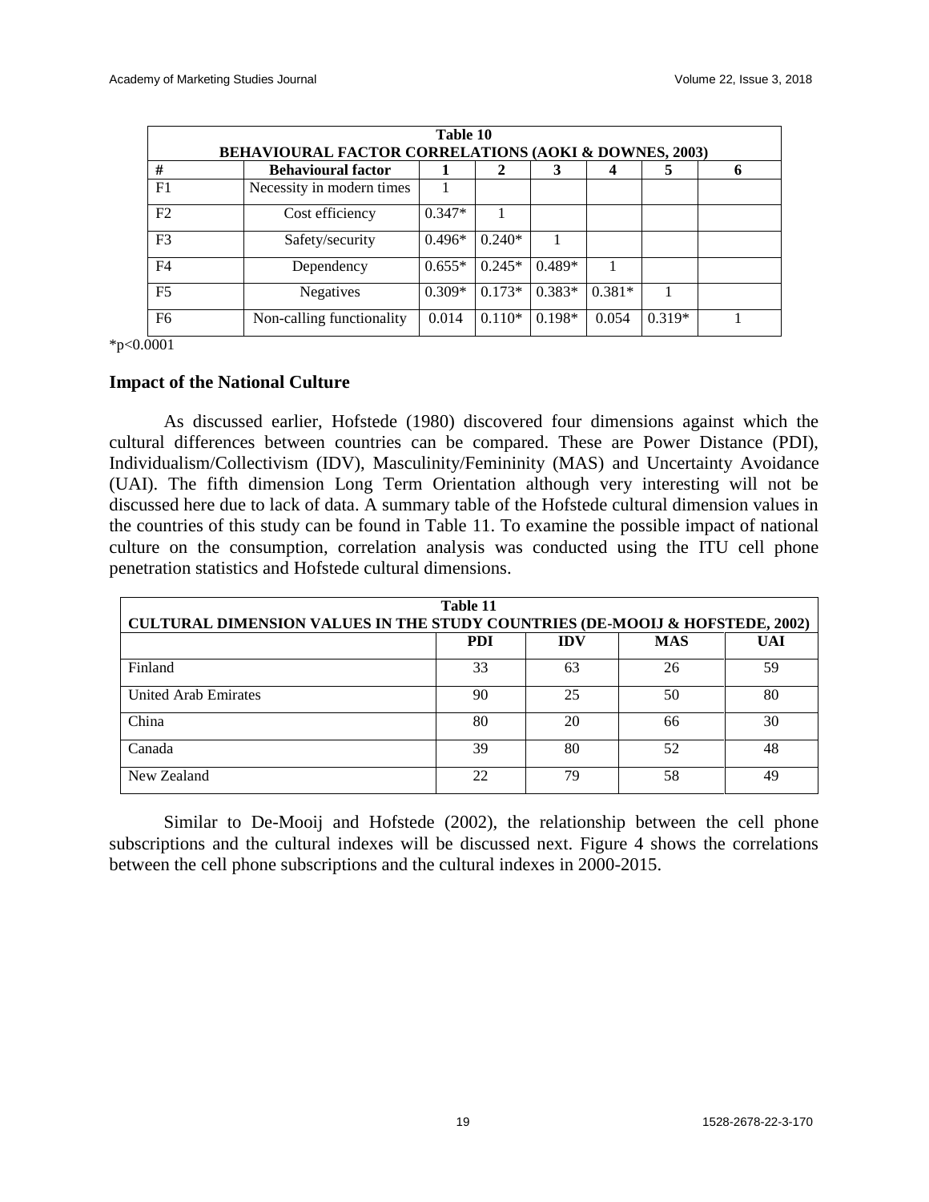**Table 10**
**BEHAVIOURAL FACTOR CORRELATIONS (AOKI & DOWNES, 2003)**

| # | Behavioural factor | 1 | 2 | 3 | 4 | 5 | 6 |
|---|---|---|---|---|---|---|---|
| F1 | Necessity in modern times | 1 | | | | | |
| F2 | Cost efficiency | 0.347* | 1 | | | | |
| F3 | Safety/security | 0.496* | 0.240* | 1 | | | |
| F4 | Dependency | 0.655* | 0.245* | 0.489* | 1 | | |
| F5 | Negatives | 0.309* | 0.173* | 0.383* | 0.381* | 1 | |
| F6 | Non-calling functionality | 0.014 | 0.110* | 0.198* | 0.054 | 0.319* | 1 |

*p<0.0001

## Impact of the National Culture

As discussed earlier, Hofstede (1980) discovered four dimensions against which the cultural differences between countries can be compared. These are Power Distance (PDI), Individualism/Collectivism (IDV), Masculinity/Femininity (MAS) and Uncertainty Avoidance (UAI). The fifth dimension Long Term Orientation although very interesting will not be discussed here due to lack of data. A summary table of the Hofstede cultural dimension values in the countries of this study can be found in Table 11. To examine the possible impact of national culture on the consumption, correlation analysis was conducted using the ITU cell phone penetration statistics and Hofstede cultural dimensions.

**Table 11**
**CULTURAL DIMENSION VALUES IN THE STUDY COUNTRIES (DE-MOOIJ & HOFSTEDE, 2002)**

| | PDI | IDV | MAS | UAI |
|---|---|---|---|---|
| Finland | 33 | 63 | 26 | 59 |
| United Arab Emirates | 90 | 25 | 50 | 80 |
| China | 80 | 20 | 66 | 30 |
| Canada | 39 | 80 | 52 | 48 |
| New Zealand | 22 | 79 | 58 | 49 |

Similar to De-Mooij and Hofstede (2002), the relationship between the cell phone subscriptions and the cultural indexes will be discussed next. Figure 4 shows the correlations between the cell phone subscriptions and the cultural indexes in 2000-2015.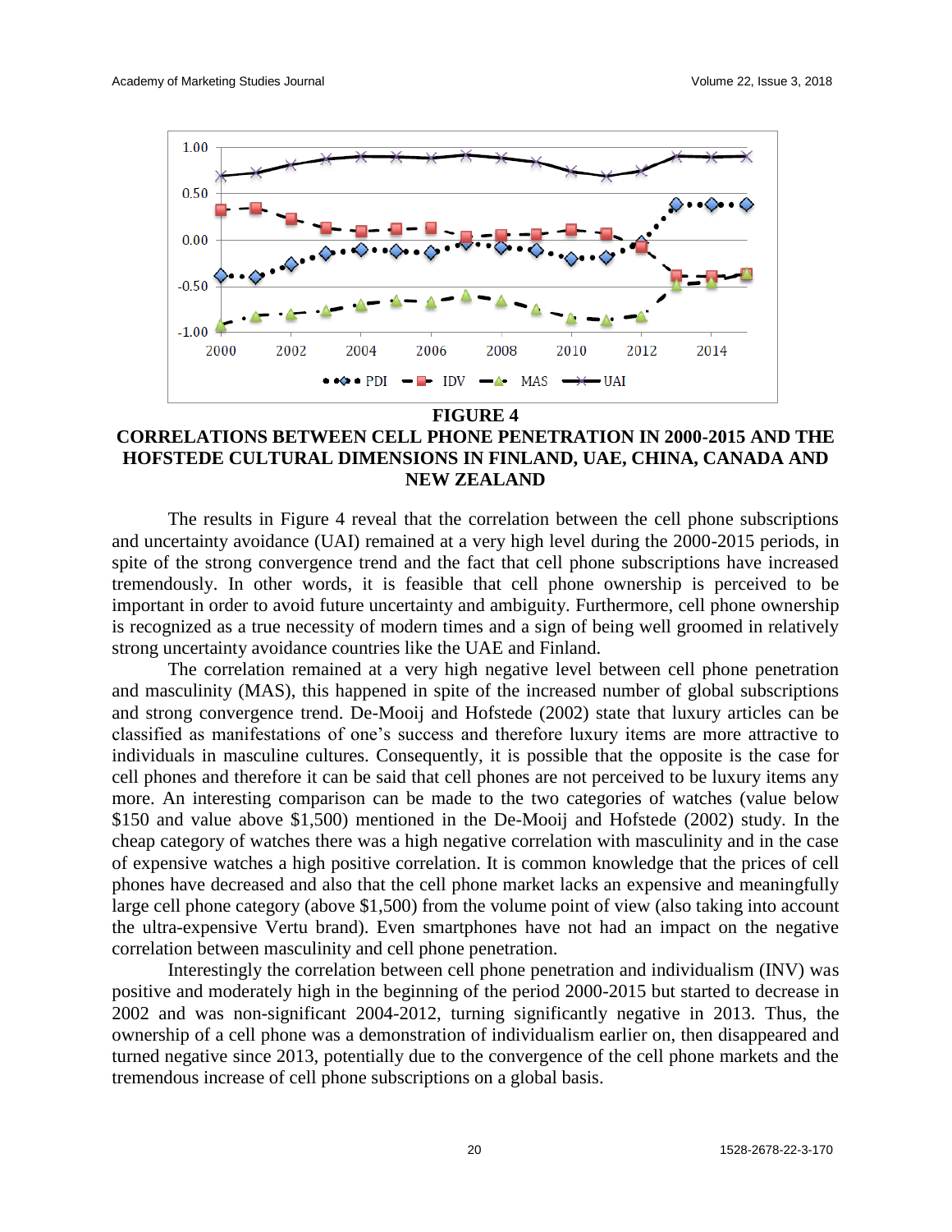**FIGURE 4**

**CORRELATIONS BETWEEN CELL PHONE PENETRATION IN 2000-2015 AND THE HOFSTEDE CULTURAL DIMENSIONS IN FINLAND, UAE, CHINA, CANADA AND NEW ZEALAND**

The results in Figure 4 reveal that the correlation between the cell phone subscriptions and uncertainty avoidance (UAI) remained at a very high level during the 2000-2015 periods, in spite of the strong convergence trend and the fact that cell phone subscriptions have increased tremendously. In other words, it is feasible that cell phone ownership is perceived to be important in order to avoid future uncertainty and ambiguity. Furthermore, cell phone ownership is recognized as a true necessity of modern times and a sign of being well groomed in relatively strong uncertainty avoidance countries like the UAE and Finland.

The correlation remained at a very high negative level between cell phone penetration and masculinity (MAS), this happened in spite of the increased number of global subscriptions and strong convergence trend. De-Mooij and Hofstede (2002) state that luxury articles can be classified as manifestations of one's success and therefore luxury items are more attractive to individuals in masculine cultures. Consequently, it is possible that the opposite is the case for cell phones and therefore it can be said that cell phones are not perceived to be luxury items any more. An interesting comparison can be made to the two categories of watches (value below $150 and value above $1,500) mentioned in the De-Mooij and Hofstede (2002) study. In the cheap category of watches there was a high negative correlation with masculinity and in the case of expensive watches a high positive correlation. It is common knowledge that the prices of cell phones have decreased and also that the cell phone market lacks an expensive and meaningfully large cell phone category (above $1,500) from the volume point of view (also taking into account the ultra-expensive Vertu brand). Even smartphones have not had an impact on the negative correlation between masculinity and cell phone penetration.

Interestingly the correlation between cell phone penetration and individualism (INV) was positive and moderately high in the beginning of the period 2000-2015 but started to decrease in 2002 and was non-significant 2004-2012, turning significantly negative in 2013. Thus, the ownership of a cell phone was a demonstration of individualism earlier on, then disappeared and turned negative since 2013, potentially due to the convergence of the cell phone markets and the tremendous increase of cell phone subscriptions on a global basis.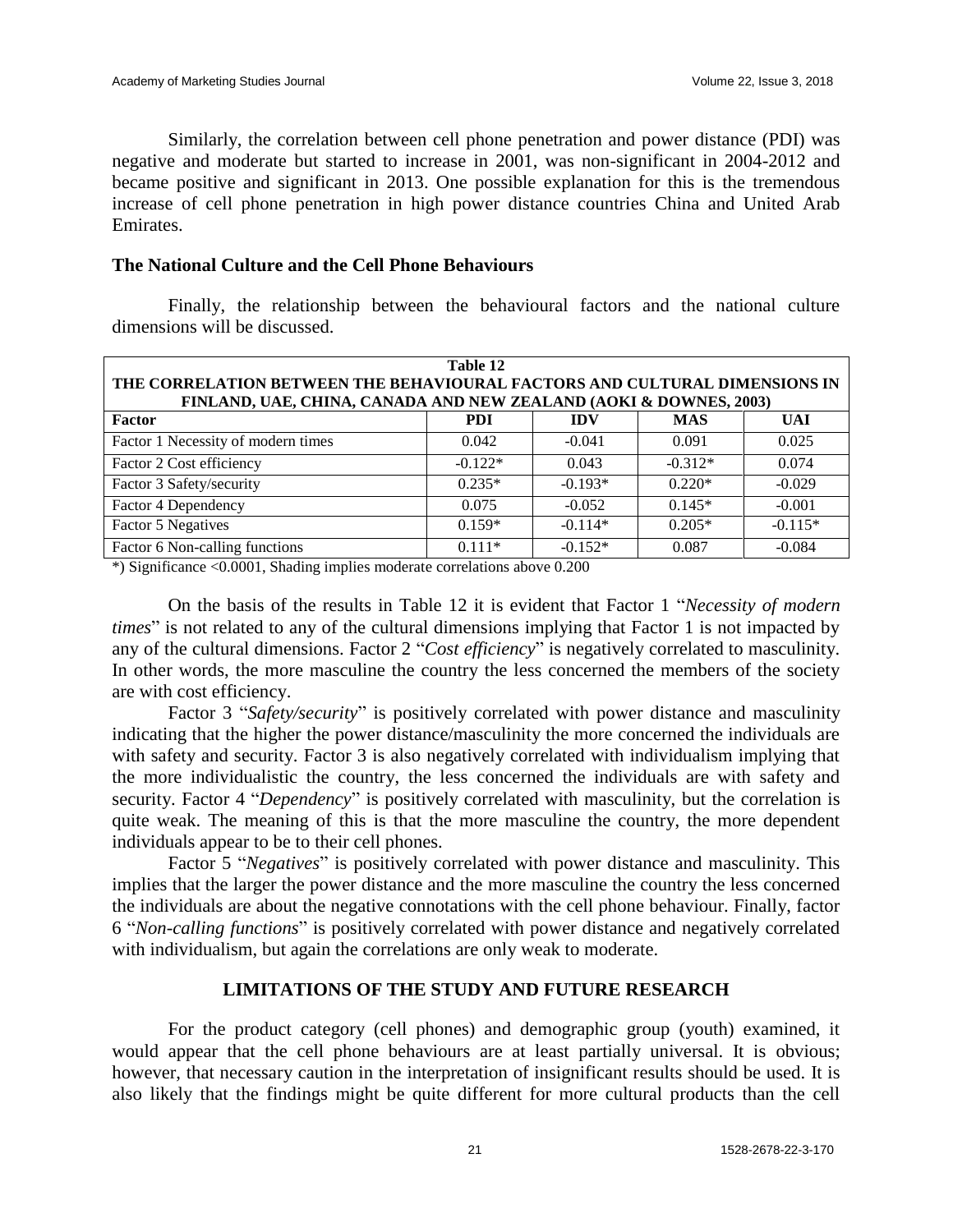Similarly, the correlation between cell phone penetration and power distance (PDI) was negative and moderate but started to increase in 2001, was non-significant in 2004-2012 and became positive and significant in 2013. One possible explanation for this is the tremendous increase of cell phone penetration in high power distance countries China and United Arab Emirates.

### The National Culture and the Cell Phone Behaviours

Finally, the relationship between the behavioural factors and the national culture dimensions will be discussed.

**Table 12**
**THE CORRELATION BETWEEN THE BEHAVIOURAL FACTORS AND CULTURAL DIMENSIONS IN FINLAND, UAE, CHINA, CANADA AND NEW ZEALAND (AOKI & DOWNES, 2003)**

| Factor | PDI | IDV | MAS | UAI |
|---|---|---|---|---|
| Factor 1 Necessity of modern times | 0.042 | -0.041 | 0.091 | 0.025 |
| Factor 2 Cost efficiency | -0.122* | 0.043 | -0.312* | 0.074 |
| Factor 3 Safety/security | 0.235* | -0.193* | 0.220* | -0.029 |
| Factor 4 Dependency | 0.075 | -0.052 | 0.145* | -0.001 |
| Factor 5 Negatives | 0.159* | -0.114* | 0.205* | -0.115* |
| Factor 6 Non-calling functions | 0.111* | -0.152* | 0.087 | -0.084 |

*) Significance <0.0001, Shading implies moderate correlations above 0.200

On the basis of the results in Table 12 it is evident that Factor 1 "*Necessity of modern times*" is not related to any of the cultural dimensions implying that Factor 1 is not impacted by any of the cultural dimensions. Factor 2 "*Cost efficiency*" is negatively correlated to masculinity. In other words, the more masculine the country the less concerned the members of the society are with cost efficiency.

Factor 3 "*Safety/security*" is positively correlated with power distance and masculinity indicating that the higher the power distance/masculinity the more concerned the individuals are with safety and security. Factor 3 is also negatively correlated with individualism implying that the more individualistic the country, the less concerned the individuals are with safety and security. Factor 4 "*Dependency*" is positively correlated with masculinity, but the correlation is quite weak. The meaning of this is that the more masculine the country, the more dependent individuals appear to be to their cell phones.

Factor 5 "*Negatives*" is positively correlated with power distance and masculinity. This implies that the larger the power distance and the more masculine the country the less concerned the individuals are about the negative connotations with the cell phone behaviour. Finally, factor 6 "*Non-calling functions*" is positively correlated with power distance and negatively correlated with individualism, but again the correlations are only weak to moderate.

## LIMITATIONS OF THE STUDY AND FUTURE RESEARCH

For the product category (cell phones) and demographic group (youth) examined, it would appear that the cell phone behaviours are at least partially universal. It is obvious; however, that necessary caution in the interpretation of insignificant results should be used. It is also likely that the findings might be quite different for more cultural products than the cell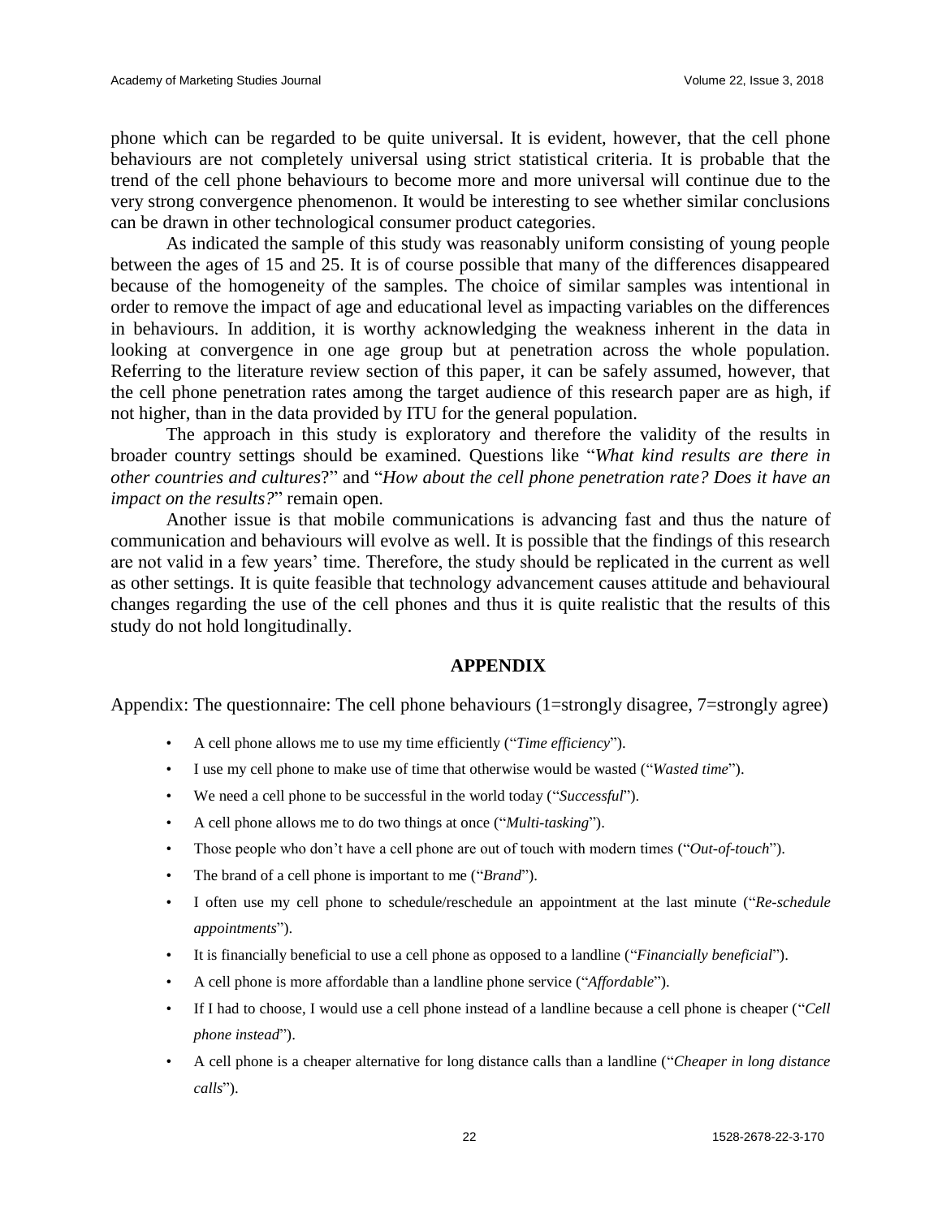phone which can be regarded to be quite universal. It is evident, however, that the cell phone behaviours are not completely universal using strict statistical criteria. It is probable that the trend of the cell phone behaviours to become more and more universal will continue due to the very strong convergence phenomenon. It would be interesting to see whether similar conclusions can be drawn in other technological consumer product categories.

As indicated the sample of this study was reasonably uniform consisting of young people between the ages of 15 and 25. It is of course possible that many of the differences disappeared because of the homogeneity of the samples. The choice of similar samples was intentional in order to remove the impact of age and educational level as impacting variables on the differences in behaviours. In addition, it is worthy acknowledging the weakness inherent in the data in looking at convergence in one age group but at penetration across the whole population. Referring to the literature review section of this paper, it can be safely assumed, however, that the cell phone penetration rates among the target audience of this research paper are as high, if not higher, than in the data provided by ITU for the general population.

The approach in this study is exploratory and therefore the validity of the results in broader country settings should be examined. Questions like "*What kind results are there in other countries and cultures*?" and "*How about the cell phone penetration rate? Does it have an impact on the results?*" remain open.

Another issue is that mobile communications is advancing fast and thus the nature of communication and behaviours will evolve as well. It is possible that the findings of this research are not valid in a few years' time. Therefore, the study should be replicated in the current as well as other settings. It is quite feasible that technology advancement causes attitude and behavioural changes regarding the use of the cell phones and thus it is quite realistic that the results of this study do not hold longitudinally.

## APPENDIX

Appendix: The questionnaire: The cell phone behaviours (1=strongly disagree, 7=strongly agree)

- A cell phone allows me to use my time efficiently ("*Time efficiency*").
- I use my cell phone to make use of time that otherwise would be wasted ("*Wasted time*").
- We need a cell phone to be successful in the world today ("*Successful*").
- A cell phone allows me to do two things at once ("*Multi-tasking*").
- Those people who don't have a cell phone are out of touch with modern times ("*Out-of-touch*").
- The brand of a cell phone is important to me ("*Brand*").
- I often use my cell phone to schedule/reschedule an appointment at the last minute ("*Re-schedule appointments*").
- It is financially beneficial to use a cell phone as opposed to a landline ("*Financially beneficial*").
- A cell phone is more affordable than a landline phone service ("*Affordable*").
- If I had to choose, I would use a cell phone instead of a landline because a cell phone is cheaper ("*Cell phone instead*").
- A cell phone is a cheaper alternative for long distance calls than a landline ("*Cheaper in long distance calls*").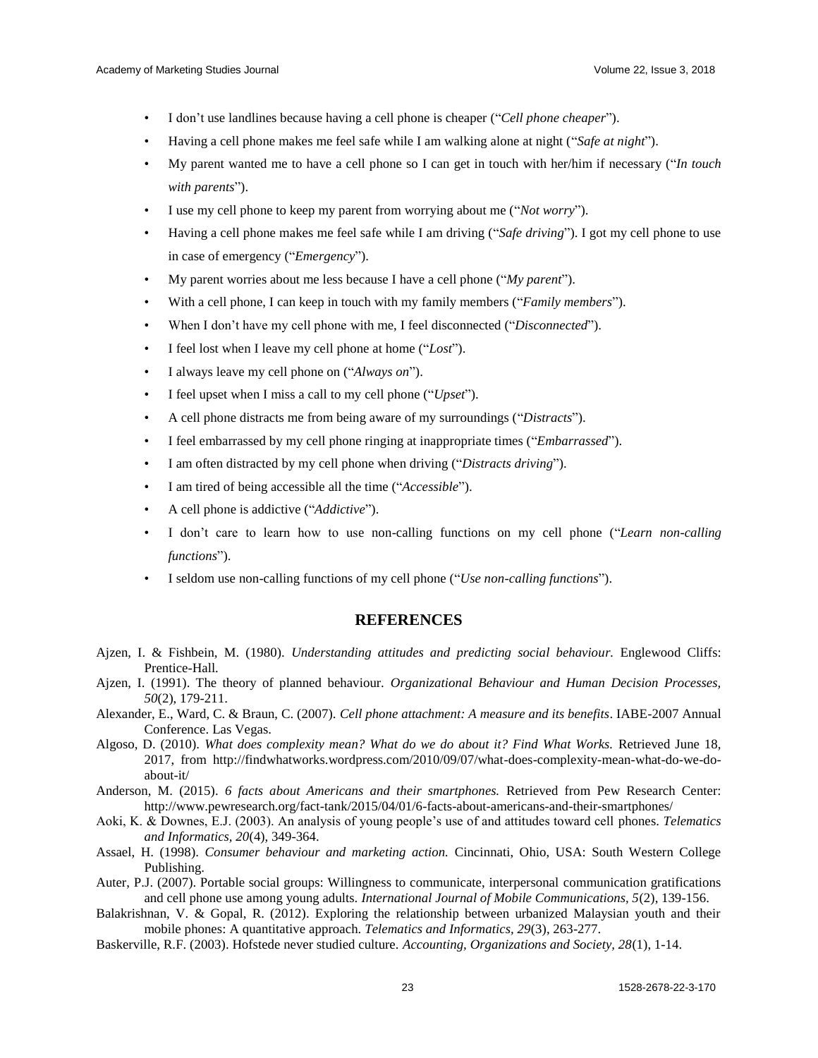- I don't use landlines because having a cell phone is cheaper ("*Cell phone cheaper*").
- Having a cell phone makes me feel safe while I am walking alone at night ("*Safe at night*").
- My parent wanted me to have a cell phone so I can get in touch with her/him if necessary ("*In touch with parents*").
- I use my cell phone to keep my parent from worrying about me ("*Not worry*").
- Having a cell phone makes me feel safe while I am driving ("*Safe driving*"). I got my cell phone to use in case of emergency ("*Emergency*").
- My parent worries about me less because I have a cell phone ("*My parent*").
- With a cell phone, I can keep in touch with my family members ("*Family members*").
- When I don't have my cell phone with me, I feel disconnected ("*Disconnected*").
- I feel lost when I leave my cell phone at home ("*Lost*").
- I always leave my cell phone on ("*Always on*").
- I feel upset when I miss a call to my cell phone ("*Upset*").
- A cell phone distracts me from being aware of my surroundings ("*Distracts*").
- I feel embarrassed by my cell phone ringing at inappropriate times ("*Embarrassed*").
- I am often distracted by my cell phone when driving ("*Distracts driving*").
- I am tired of being accessible all the time ("*Accessible*").
- A cell phone is addictive ("*Addictive*").
- I don't care to learn how to use non-calling functions on my cell phone ("*Learn non-calling functions*").
- I seldom use non-calling functions of my cell phone ("*Use non-calling functions*").

## REFERENCES

Ajzen, I. & Fishbein, M. (1980). *Understanding attitudes and predicting social behaviour.* Englewood Cliffs: Prentice-Hall.

Ajzen, I. (1991). The theory of planned behaviour. *Organizational Behaviour and Human Decision Processes, 50*(2), 179-211.

Alexander, E., Ward, C. & Braun, C. (2007). *Cell phone attachment: A measure and its benefits*. IABE-2007 Annual Conference. Las Vegas.

Algoso, D. (2010). *What does complexity mean? What do we do about it? Find What Works.* Retrieved June 18, 2017, from http://findwhatworks.wordpress.com/2010/09/07/what-does-complexity-mean-what-do-we-do-about-it/

Anderson, M. (2015). *6 facts about Americans and their smartphones.* Retrieved from Pew Research Center: http://www.pewresearch.org/fact-tank/2015/04/01/6-facts-about-americans-and-their-smartphones/

Aoki, K. & Downes, E.J. (2003). An analysis of young people's use of and attitudes toward cell phones. *Telematics and Informatics, 20*(4), 349-364.

Assael, H. (1998). *Consumer behaviour and marketing action.* Cincinnati, Ohio, USA: South Western College Publishing.

Auter, P.J. (2007). Portable social groups: Willingness to communicate, interpersonal communication gratifications and cell phone use among young adults. *International Journal of Mobile Communications, 5*(2), 139-156.

Balakrishnan, V. & Gopal, R. (2012). Exploring the relationship between urbanized Malaysian youth and their mobile phones: A quantitative approach. *Telematics and Informatics, 29*(3), 263-277.

Baskerville, R.F. (2003). Hofstede never studied culture. *Accounting, Organizations and Society, 28*(1), 1-14.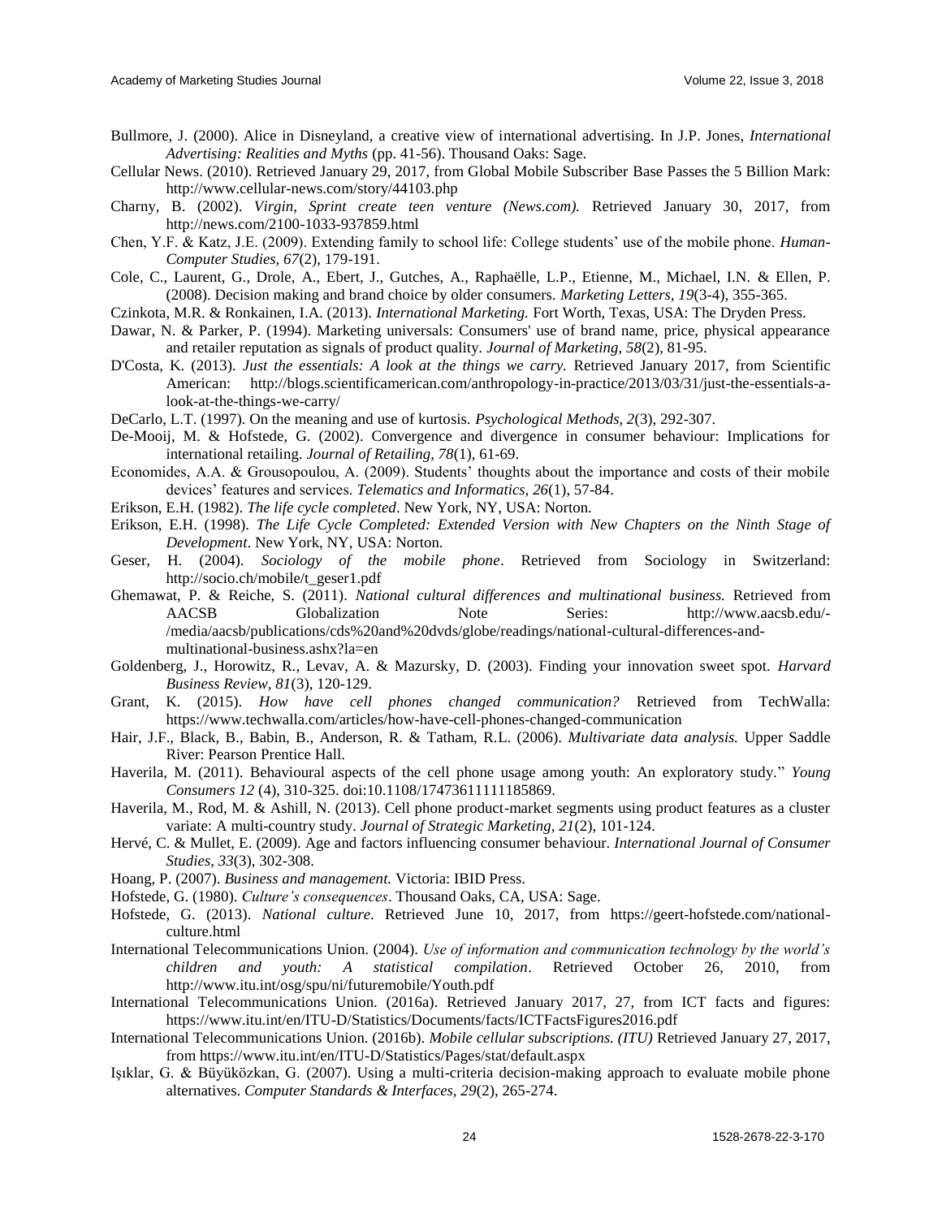Bullmore, J. (2000). Alice in Disneyland, a creative view of international advertising. In J.P. Jones, *International Advertising: Realities and Myths* (pp. 41-56). Thousand Oaks: Sage.

Cellular News. (2010). Retrieved January 29, 2017, from Global Mobile Subscriber Base Passes the 5 Billion Mark: http://www.cellular-news.com/story/44103.php

Charny, B. (2002). *Virgin, Sprint create teen venture (News.com).* Retrieved January 30, 2017, from http://news.com/2100-1033-937859.html

Chen, Y.F. & Katz, J.E. (2009). Extending family to school life: College students' use of the mobile phone. *Human-Computer Studies, 67*(2), 179-191.

Cole, C., Laurent, G., Drole, A., Ebert, J., Gutches, A., Raphaëlle, L.P., Etienne, M., Michael, I.N. & Ellen, P. (2008). Decision making and brand choice by older consumers. *Marketing Letters, 19*(3-4), 355-365.

Czinkota, M.R. & Ronkainen, I.A. (2013). *International Marketing.* Fort Worth, Texas, USA: The Dryden Press.

Dawar, N. & Parker, P. (1994). Marketing universals: Consumers' use of brand name, price, physical appearance and retailer reputation as signals of product quality. *Journal of Marketing, 58*(2), 81-95.

D'Costa, K. (2013). *Just the essentials: A look at the things we carry.* Retrieved January 2017, from Scientific American: http://blogs.scientificamerican.com/anthropology-in-practice/2013/03/31/just-the-essentials-a-look-at-the-things-we-carry/

DeCarlo, L.T. (1997). On the meaning and use of kurtosis. *Psychological Methods, 2*(3), 292-307.

De-Mooij, M. & Hofstede, G. (2002). Convergence and divergence in consumer behaviour: Implications for international retailing. *Journal of Retailing, 78*(1), 61-69.

Economides, A.A. & Grousopoulou, A. (2009). Students' thoughts about the importance and costs of their mobile devices' features and services. *Telematics and Informatics, 26*(1), 57-84.

Erikson, E.H. (1982). *The life cycle completed*. New York, NY, USA: Norton.

Erikson, E.H. (1998). *The Life Cycle Completed: Extended Version with New Chapters on the Ninth Stage of Development*. New York, NY, USA: Norton.

Geser, H. (2004). *Sociology of the mobile phone*. Retrieved from Sociology in Switzerland: http://socio.ch/mobile/t_geser1.pdf

Ghemawat, P. & Reiche, S. (2011). *National cultural differences and multinational business.* Retrieved from AACSB Globalization Note Series: http://www.aacsb.edu/-/media/aacsb/publications/cds%20and%20dvds/globe/readings/national-cultural-differences-and-multinational-business.ashx?la=en

Goldenberg, J., Horowitz, R., Levav, A. & Mazursky, D. (2003). Finding your innovation sweet spot. *Harvard Business Review, 81*(3), 120-129.

Grant, K. (2015). *How have cell phones changed communication?* Retrieved from TechWalla: https://www.techwalla.com/articles/how-have-cell-phones-changed-communication

Hair, J.F., Black, B., Babin, B., Anderson, R. & Tatham, R.L. (2006). *Multivariate data analysis.* Upper Saddle River: Pearson Prentice Hall.

Haverila, M. (2011). Behavioural aspects of the cell phone usage among youth: An exploratory study." *Young Consumers 12* (4), 310-325. doi:10.1108/17473611111185869.

Haverila, M., Rod, M. & Ashill, N. (2013). Cell phone product-market segments using product features as a cluster variate: A multi-country study. *Journal of Strategic Marketing, 21*(2), 101-124.

Hervé, C. & Mullet, E. (2009). Age and factors influencing consumer behaviour. *International Journal of Consumer Studies, 33*(3), 302-308.

Hoang, P. (2007). *Business and management.* Victoria: IBID Press.

Hofstede, G. (1980). *Culture's consequences*. Thousand Oaks, CA, USA: Sage.

Hofstede, G. (2013). *National culture*. Retrieved June 10, 2017, from https://geert-hofstede.com/national-culture.html

International Telecommunications Union. (2004). *Use of information and communication technology by the world's children and youth: A statistical compilation*. Retrieved October 26, 2010, from http://www.itu.int/osg/spu/ni/futuremobile/Youth.pdf

International Telecommunications Union. (2016a). Retrieved January 2017, 27, from ICT facts and figures: https://www.itu.int/en/ITU-D/Statistics/Documents/facts/ICTFactsFigures2016.pdf

International Telecommunications Union. (2016b). *Mobile cellular subscriptions. (ITU)* Retrieved January 27, 2017, from https://www.itu.int/en/ITU-D/Statistics/Pages/stat/default.aspx

Işıklar, G. & Büyüközkan, G. (2007). Using a multi-criteria decision-making approach to evaluate mobile phone alternatives. *Computer Standards & Interfaces, 29*(2), 265-274.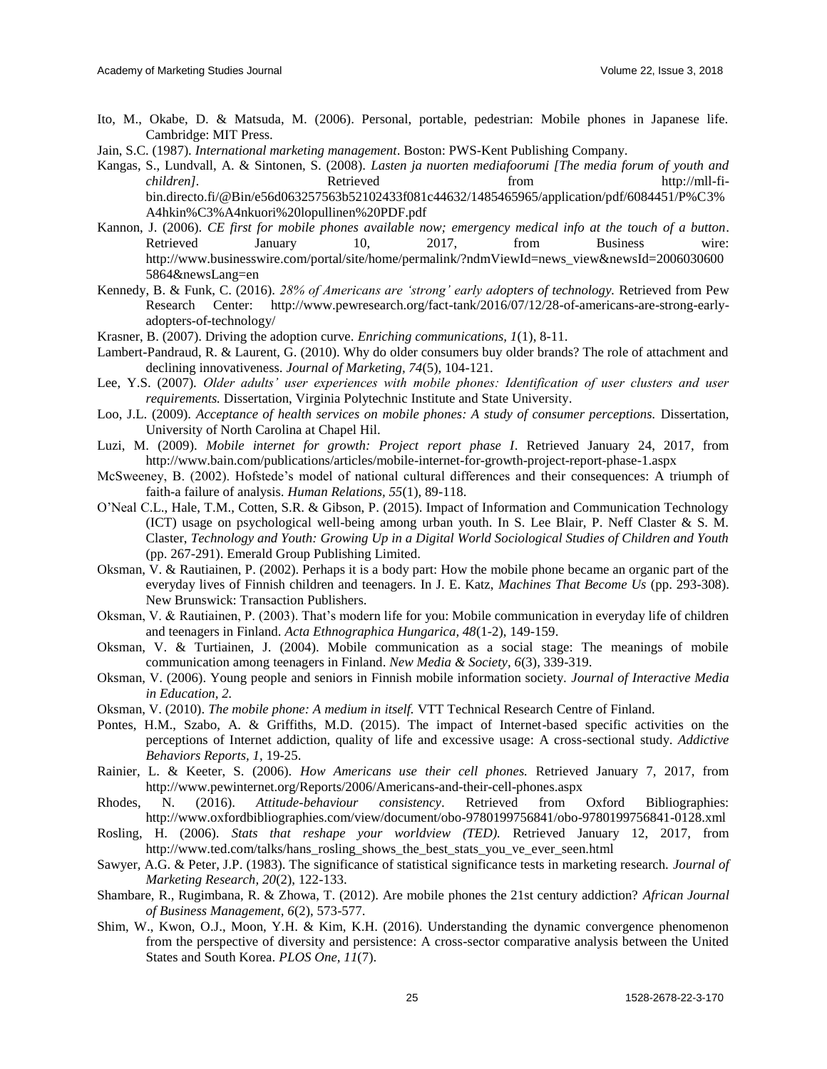Ito, M., Okabe, D. & Matsuda, M. (2006). Personal, portable, pedestrian: Mobile phones in Japanese life. Cambridge: MIT Press.

Jain, S.C. (1987). *International marketing management*. Boston: PWS-Kent Publishing Company.

Kangas, S., Lundvall, A. & Sintonen, S. (2008). *Lasten ja nuorten mediafoorumi [The media forum of youth and children]*. Retrieved from http://mll-fi-bin.directo.fi/@Bin/e56d063257563b52102433f081c44632/1485465965/application/pdf/6084451/P%C3%A4hkin%C3%A4nkuori%20lopullinen%20PDF.pdf

Kannon, J. (2006). *CE first for mobile phones available now; emergency medical info at the touch of a button*. Retrieved January 10, 2017, from Business wire: http://www.businesswire.com/portal/site/home/permalink/?ndmViewId=news_view&newsId=20060306005864&newsLang=en

Kennedy, B. & Funk, C. (2016). *28% of Americans are 'strong' early adopters of technology.* Retrieved from Pew Research Center: http://www.pewresearch.org/fact-tank/2016/07/12/28-of-americans-are-strong-early-adopters-of-technology/

Krasner, B. (2007). Driving the adoption curve. *Enriching communications, 1*(1), 8-11.

Lambert-Pandraud, R. & Laurent, G. (2010). Why do older consumers buy older brands? The role of attachment and declining innovativeness. *Journal of Marketing, 74*(5), 104-121.

Lee, Y.S. (2007). *Older adults' user experiences with mobile phones: Identification of user clusters and user requirements.* Dissertation, Virginia Polytechnic Institute and State University.

Loo, J.L. (2009). *Acceptance of health services on mobile phones: A study of consumer perceptions.* Dissertation, University of North Carolina at Chapel Hil.

Luzi, M. (2009). *Mobile internet for growth: Project report phase I*. Retrieved January 24, 2017, from http://www.bain.com/publications/articles/mobile-internet-for-growth-project-report-phase-1.aspx

McSweeney, B. (2002). Hofstede's model of national cultural differences and their consequences: A triumph of faith-a failure of analysis. *Human Relations, 55*(1), 89-118.

O'Neal C.L., Hale, T.M., Cotten, S.R. & Gibson, P. (2015). Impact of Information and Communication Technology (ICT) usage on psychological well-being among urban youth. In S. Lee Blair, P. Neff Claster & S. M. Claster, *Technology and Youth: Growing Up in a Digital World Sociological Studies of Children and Youth* (pp. 267-291). Emerald Group Publishing Limited.

Oksman, V. & Rautiainen, P. (2002). Perhaps it is a body part: How the mobile phone became an organic part of the everyday lives of Finnish children and teenagers. In J. E. Katz, *Machines That Become Us* (pp. 293-308). New Brunswick: Transaction Publishers.

Oksman, V. & Rautiainen, P. (2003). That's modern life for you: Mobile communication in everyday life of children and teenagers in Finland. *Acta Ethnographica Hungarica, 48*(1-2), 149-159.

Oksman, V. & Turtiainen, J. (2004). Mobile communication as a social stage: The meanings of mobile communication among teenagers in Finland. *New Media & Society, 6*(3), 339-319.

Oksman, V. (2006). Young people and seniors in Finnish mobile information society. *Journal of Interactive Media in Education, 2.*

Oksman, V. (2010). *The mobile phone: A medium in itself.* VTT Technical Research Centre of Finland.

Pontes, H.M., Szabo, A. & Griffiths, M.D. (2015). The impact of Internet-based specific activities on the perceptions of Internet addiction, quality of life and excessive usage: A cross-sectional study. *Addictive Behaviors Reports, 1*, 19-25.

Rainier, L. & Keeter, S. (2006). *How Americans use their cell phones.* Retrieved January 7, 2017, from http://www.pewinternet.org/Reports/2006/Americans-and-their-cell-phones.aspx

Rhodes, N. (2016). *Attitude-behaviour consistency*. Retrieved from Oxford Bibliographies: http://www.oxfordbibliographies.com/view/document/obo-9780199756841/obo-9780199756841-0128.xml

Rosling, H. (2006). *Stats that reshape your worldview (TED).* Retrieved January 12, 2017, from http://www.ted.com/talks/hans_rosling_shows_the_best_stats_you_ve_ever_seen.html

Sawyer, A.G. & Peter, J.P. (1983). The significance of statistical significance tests in marketing research. *Journal of Marketing Research, 20*(2), 122-133.

Shambare, R., Rugimbana, R. & Zhowa, T. (2012). Are mobile phones the 21st century addiction? *African Journal of Business Management, 6*(2), 573-577.

Shim, W., Kwon, O.J., Moon, Y.H. & Kim, K.H. (2016). Understanding the dynamic convergence phenomenon from the perspective of diversity and persistence: A cross-sector comparative analysis between the United States and South Korea. *PLOS One, 11*(7).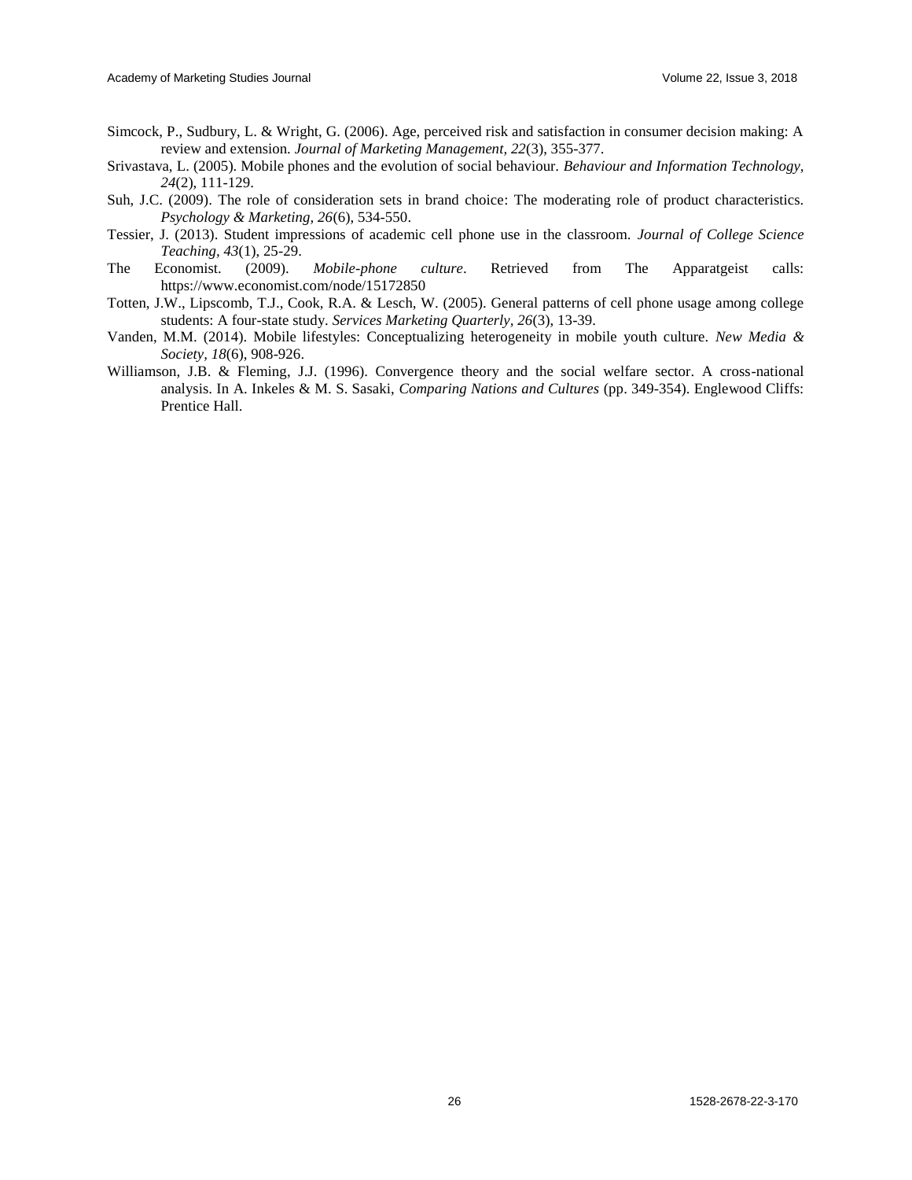Simcock, P., Sudbury, L. & Wright, G. (2006). Age, perceived risk and satisfaction in consumer decision making: A review and extension. *Journal of Marketing Management, 22*(3), 355-377.

Srivastava, L. (2005). Mobile phones and the evolution of social behaviour. *Behaviour and Information Technology, 24*(2), 111-129.

Suh, J.C. (2009). The role of consideration sets in brand choice: The moderating role of product characteristics. *Psychology & Marketing, 26*(6), 534-550.

Tessier, J. (2013). Student impressions of academic cell phone use in the classroom. *Journal of College Science Teaching, 43*(1), 25-29.

The Economist. (2009). *Mobile-phone culture*. Retrieved from The Apparatgeist calls: https://www.economist.com/node/15172850

Totten, J.W., Lipscomb, T.J., Cook, R.A. & Lesch, W. (2005). General patterns of cell phone usage among college students: A four-state study. *Services Marketing Quarterly, 26*(3), 13-39.

Vanden, M.M. (2014). Mobile lifestyles: Conceptualizing heterogeneity in mobile youth culture. *New Media & Society, 18*(6), 908-926.

Williamson, J.B. & Fleming, J.J. (1996). Convergence theory and the social welfare sector. A cross-national analysis. In A. Inkeles & M. S. Sasaki, *Comparing Nations and Cultures* (pp. 349-354). Englewood Cliffs: Prentice Hall.